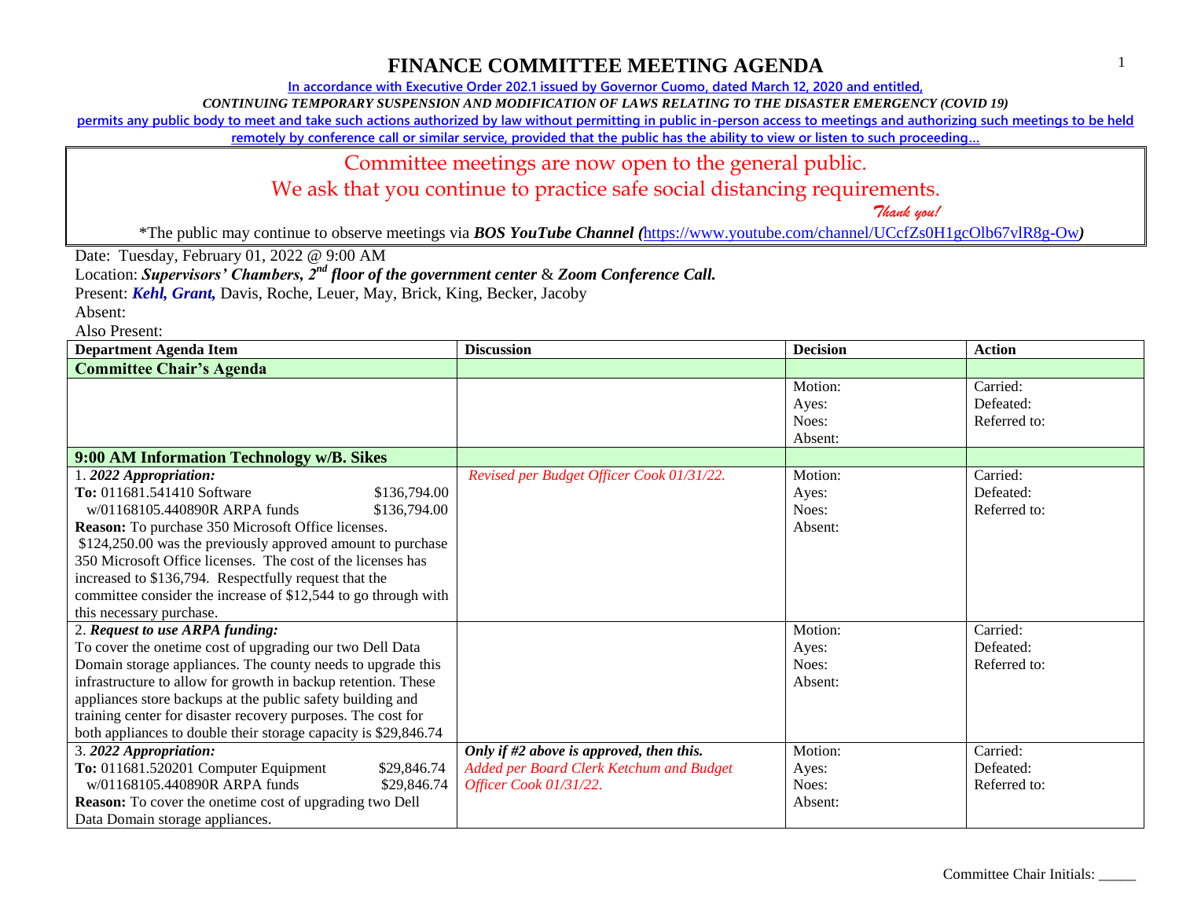# FINANCE COMMITTEE MEETING AGENDA

**In accordance with Executive Order 202.1 issued by Governor Cuomo, dated March 12, 2020 and entitled,**

***CONTINUING TEMPORARY SUSPENSION AND MODIFICATION OF LAWS RELATING TO THE DISASTER EMERGENCY (COVID 19)***

**permits any public body to meet and take such actions authorized by law without permitting in public in-person access to meetings and authorizing such meetings to be held remotely by conference call or similar service, provided that the public has the ability to view or listen to such proceeding…**

Committee meetings are now open to the general public.
We ask that you continue to practice safe social distancing requirements.
*Thank you!*

*The public may continue to observe meetings via ***BOS YouTube Channel (***https://www.youtube.com/channel/UCcfZs0H1gcOlb67vlR8g-Ow***)***

Date: Tuesday, February 01, 2022 @ 9:00 AM

Location: ***Supervisors' Chambers, 2nd floor of the government center*** & ***Zoom Conference Call.***

Present: ***Kehl, Grant,*** Davis, Roche, Leuer, May, Brick, King, Becker, Jacoby

Absent:

Also Present:

| Department Agenda Item | Discussion | Decision | Action |
|---|---|---|---|
| **Committee Chair's Agenda** | | | |
| | | Motion:<br>Ayes:<br>Noes:<br>Absent: | Carried:<br>Defeated:<br>Referred to: |
| **9:00 AM Information Technology w/B. Sikes** | | | |
| 1. ***2022 Appropriation:***<br>**To:** 011681.541410 Software $136,794.00<br>w/01168105.440890R ARPA funds $136,794.00<br>**Reason:** To purchase 350 Microsoft Office licenses. $124,250.00 was the previously approved amount to purchase 350 Microsoft Office licenses. The cost of the licenses has increased to $136,794. Respectfully request that the committee consider the increase of $12,544 to go through with this necessary purchase. | *Revised per Budget Officer Cook 01/31/22.* | Motion:<br>Ayes:<br>Noes:<br>Absent: | Carried:<br>Defeated:<br>Referred to: |
| 2. ***Request to use ARPA funding:***<br>To cover the onetime cost of upgrading our two Dell Data Domain storage appliances. The county needs to upgrade this infrastructure to allow for growth in backup retention. These appliances store backups at the public safety building and training center for disaster recovery purposes. The cost for both appliances to double their storage capacity is $29,846.74 | | Motion:<br>Ayes:<br>Noes:<br>Absent: | Carried:<br>Defeated:<br>Referred to: |
| 3. ***2022 Appropriation:***<br>**To:** 011681.520201 Computer Equipment $29,846.74<br>w/01168105.440890R ARPA funds $29,846.74<br>**Reason:** To cover the onetime cost of upgrading two Dell Data Domain storage appliances. | ***Only if #2 above is approved, then this.***<br>*Added per Board Clerk Ketchum and Budget Officer Cook 01/31/22.* | Motion:<br>Ayes:<br>Noes:<br>Absent: | Carried:<br>Defeated:<br>Referred to: |

Committee Chair Initials: _____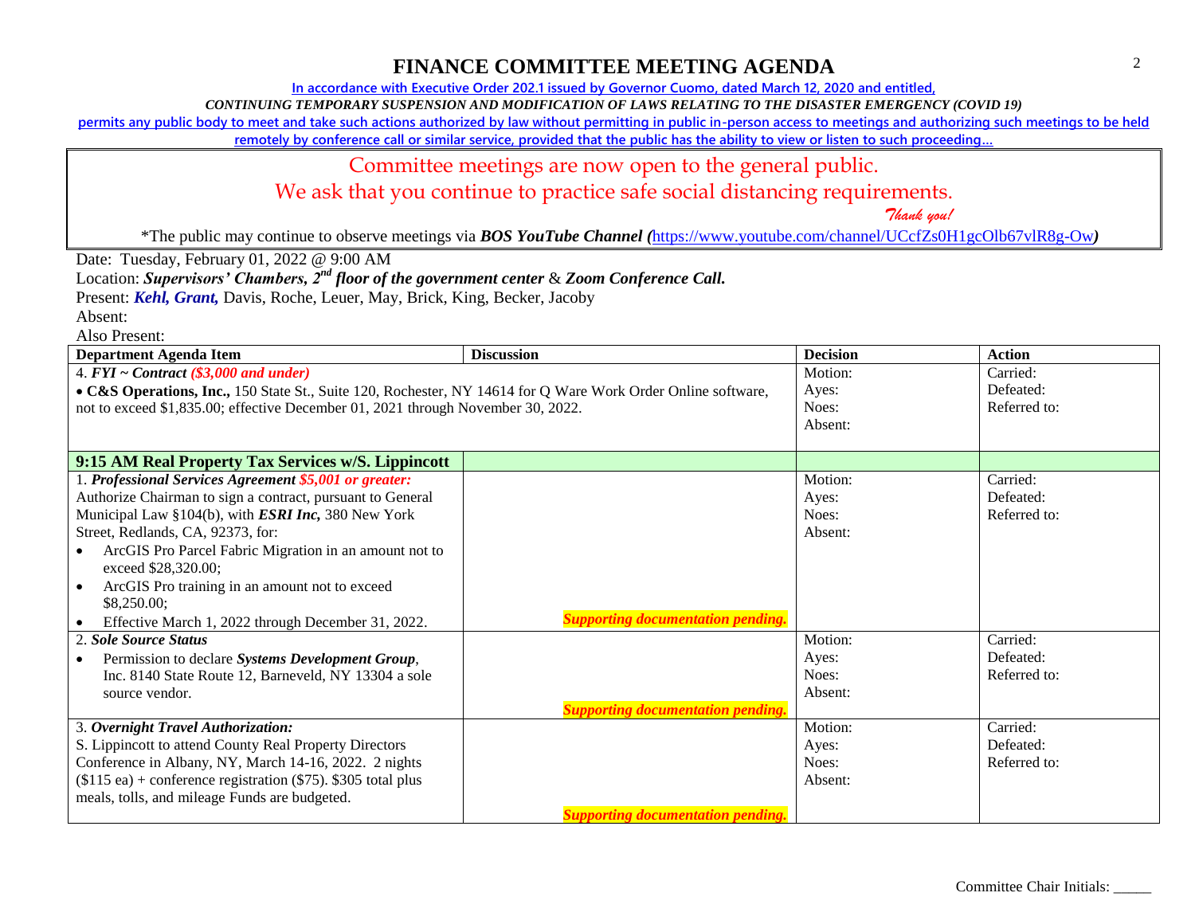# FINANCE COMMITTEE MEETING AGENDA

In accordance with Executive Order 202.1 issued by Governor Cuomo, dated March 12, 2020 and entitled,

*CONTINUING TEMPORARY SUSPENSION AND MODIFICATION OF LAWS RELATING TO THE DISASTER EMERGENCY (COVID 19)*

permits any public body to meet and take such actions authorized by law without permitting in public in-person access to meetings and authorizing such meetings to be held remotely by conference call or similar service, provided that the public has the ability to view or listen to such proceeding…

Committee meetings are now open to the general public.

We ask that you continue to practice safe social distancing requirements.

*Thank you!*

*The public may continue to observe meetings via ***BOS YouTube Channel*** (https://www.youtube.com/channel/UCcfZs0H1gcOlb67vlR8g-Ow)

Date: Tuesday, February 01, 2022 @ 9:00 AM

Location: ***Supervisors' Chambers, 2nd floor of the government center*** & ***Zoom Conference Call.***

Present: ***Kehl, Grant,*** Davis, Roche, Leuer, May, Brick, King, Becker, Jacoby

Absent:

Also Present:

| Department Agenda Item | Discussion | Decision | Action |
|---|---|---|---|
| 4. ***FYI ~ Contract*** ***($3,000 and under)***<br>• **C&S Operations, Inc.,** 150 State St., Suite 120, Rochester, NY 14614 for Q Ware Work Order Online software, not to exceed $1,835.00; effective December 01, 2021 through November 30, 2022. | | Motion:<br>Ayes:<br>Noes:<br>Absent: | Carried:<br>Defeated:<br>Referred to: |
| **9:15 AM Real Property Tax Services w/S. Lippincott** | | | |
| 1. ***Professional Services Agreement*** ***$5,001 or greater:***<br>Authorize Chairman to sign a contract, pursuant to General Municipal Law §104(b), with ***ESRI Inc,*** 380 New York Street, Redlands, CA, 92373, for:<br>• ArcGIS Pro Parcel Fabric Migration in an amount not to exceed $28,320.00;<br>• ArcGIS Pro training in an amount not to exceed $8,250.00;<br>• Effective March 1, 2022 through December 31, 2022. | ***Supporting documentation pending.*** | Motion:<br>Ayes:<br>Noes:<br>Absent: | Carried:<br>Defeated:<br>Referred to: |
| 2. ***Sole Source Status***<br>• Permission to declare ***Systems Development Group***, Inc. 8140 State Route 12, Barneveld, NY 13304 a sole source vendor. | ***Supporting documentation pending.*** | Motion:<br>Ayes:<br>Noes:<br>Absent: | Carried:<br>Defeated:<br>Referred to: |
| 3. ***Overnight Travel Authorization:***<br>S. Lippincott to attend County Real Property Directors Conference in Albany, NY, March 14-16, 2022. 2 nights ($115 ea) + conference registration ($75). $305 total plus meals, tolls, and mileage Funds are budgeted. | ***Supporting documentation pending.*** | Motion:<br>Ayes:<br>Noes:<br>Absent: | Carried:<br>Defeated:<br>Referred to: |

Committee Chair Initials: _____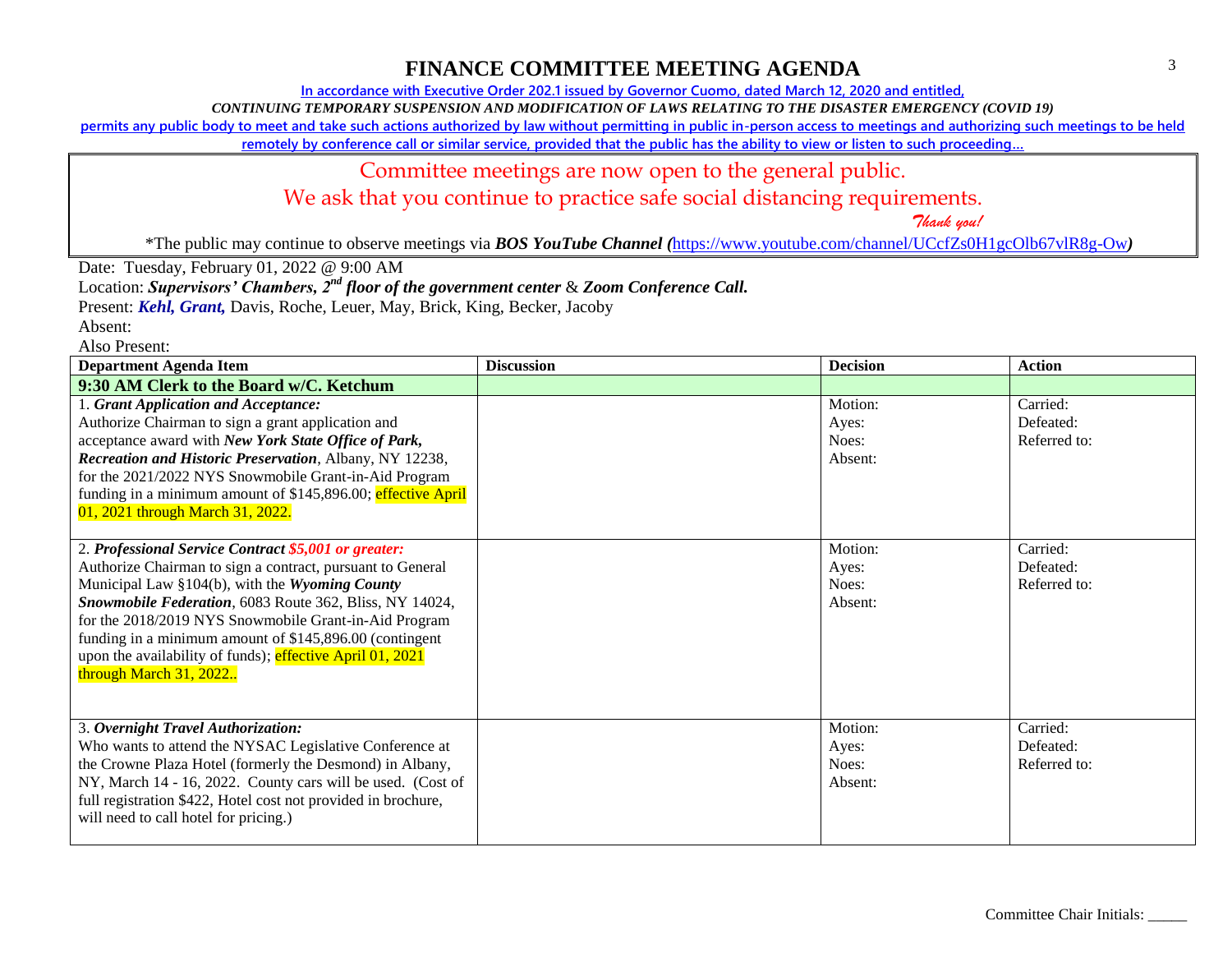# FINANCE COMMITTEE MEETING AGENDA

In accordance with Executive Order 202.1 issued by Governor Cuomo, dated March 12, 2020 and entitled,

*CONTINUING TEMPORARY SUSPENSION AND MODIFICATION OF LAWS RELATING TO THE DISASTER EMERGENCY (COVID 19)*

permits any public body to meet and take such actions authorized by law without permitting in public in-person access to meetings and authorizing such meetings to be held remotely by conference call or similar service, provided that the public has the ability to view or listen to such proceeding…

Committee meetings are now open to the general public.

We ask that you continue to practice safe social distancing requirements.

*Thank you!*

*The public may continue to observe meetings via ***BOS YouTube Channel*** *(*https://www.youtube.com/channel/UCcfZs0H1gcOlb67vlR8g-Ow*)*

Date: Tuesday, February 01, 2022 @ 9:00 AM

Location: ***Supervisors' Chambers, 2nd floor of the government center*** & ***Zoom Conference Call.***

Present: ***Kehl, Grant,*** Davis, Roche, Leuer, May, Brick, King, Becker, Jacoby

Absent:

Also Present:

| Department Agenda Item | Discussion | Decision | Action |
|---|---|---|---|
| **9:30 AM Clerk to the Board w/C. Ketchum** | | | |
| 1. ***Grant Application and Acceptance:*** Authorize Chairman to sign a grant application and acceptance award with ***New York State Office of Park, Recreation and Historic Preservation***, Albany, NY 12238, for the 2021/2022 NYS Snowmobile Grant-in-Aid Program funding in a minimum amount of $145,896.00; effective April 01, 2021 through March 31, 2022. | | Motion:<br>Ayes:<br>Noes:<br>Absent: | Carried:<br>Defeated:<br>Referred to: |
| 2. ***Professional Service Contract $5,001 or greater:*** Authorize Chairman to sign a contract, pursuant to General Municipal Law §104(b), with the ***Wyoming County Snowmobile Federation***, 6083 Route 362, Bliss, NY 14024, for the 2018/2019 NYS Snowmobile Grant-in-Aid Program funding in a minimum amount of $145,896.00 (contingent upon the availability of funds); effective April 01, 2021 through March 31, 2022.. | | Motion:<br>Ayes:<br>Noes:<br>Absent: | Carried:<br>Defeated:<br>Referred to: |
| 3. ***Overnight Travel Authorization:*** Who wants to attend the NYSAC Legislative Conference at the Crowne Plaza Hotel (formerly the Desmond) in Albany, NY, March 14 - 16, 2022. County cars will be used. (Cost of full registration $422, Hotel cost not provided in brochure, will need to call hotel for pricing.) | | Motion:<br>Ayes:<br>Noes:<br>Absent: | Carried:<br>Defeated:<br>Referred to: |

Committee Chair Initials: _____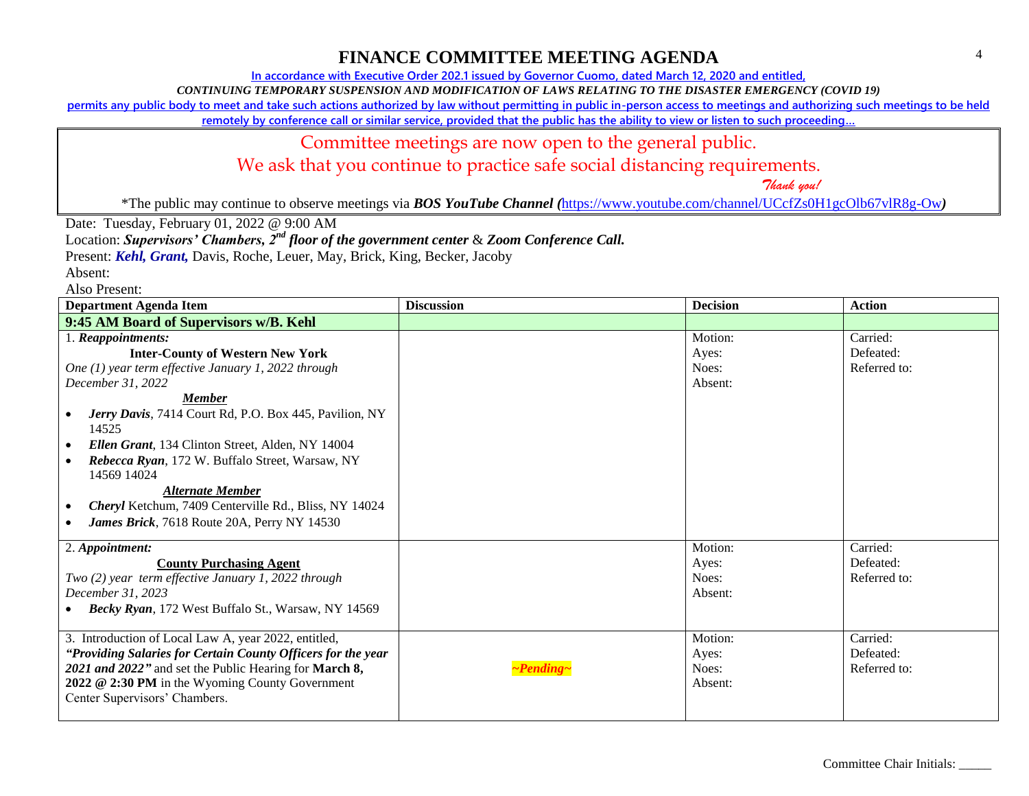# FINANCE COMMITTEE MEETING AGENDA

In accordance with Executive Order 202.1 issued by Governor Cuomo, dated March 12, 2020 and entitled,

*CONTINUING TEMPORARY SUSPENSION AND MODIFICATION OF LAWS RELATING TO THE DISASTER EMERGENCY (COVID 19)*

permits any public body to meet and take such actions authorized by law without permitting in public in-person access to meetings and authorizing such meetings to be held remotely by conference call or similar service, provided that the public has the ability to view or listen to such proceeding…

Committee meetings are now open to the general public.

We ask that you continue to practice safe social distancing requirements.

*Thank you!*

*The public may continue to observe meetings via ***BOS YouTube Channel (***https://www.youtube.com/channel/UCcfZs0H1gcOlb67vlR8g-Ow***)***

Date: Tuesday, February 01, 2022 @ 9:00 AM

Location: ***Supervisors' Chambers, 2nd floor of the government center*** & ***Zoom Conference Call.***

Present: ***Kehl, Grant,*** Davis, Roche, Leuer, May, Brick, King, Becker, Jacoby

Absent:

Also Present:

| Department Agenda Item | Discussion | Decision | Action |
|---|---|---|---|
| **9:45 AM Board of Supervisors w/B. Kehl** | | | |
| 1. ***Reappointments:*** <br> **Inter-County of Western New York** <br> *One (1) year term effective January 1, 2022 through December 31, 2022* <br> ***Member*** <br> • ***Jerry Davis***, 7414 Court Rd, P.O. Box 445, Pavilion, NY 14525 <br> • ***Ellen Grant***, 134 Clinton Street, Alden, NY 14004 <br> • ***Rebecca Ryan***, 172 W. Buffalo Street, Warsaw, NY 14569 14024 <br> ***Alternate Member*** <br> • ***Cheryl*** Ketchum, 7409 Centerville Rd., Bliss, NY 14024 <br> • ***James Brick***, 7618 Route 20A, Perry NY 14530 | | Motion: <br> Ayes: <br> Noes: <br> Absent: | Carried: <br> Defeated: <br> Referred to: |
| 2. ***Appointment:*** <br> **County Purchasing Agent** <br> *Two (2) year term effective January 1, 2022 through December 31, 2023* <br> • ***Becky Ryan***, 172 West Buffalo St., Warsaw, NY 14569 | | Motion: <br> Ayes: <br> Noes: <br> Absent: | Carried: <br> Defeated: <br> Referred to: |
| 3. Introduction of Local Law A, year 2022, entitled, ***"Providing Salaries for Certain County Officers for the year 2021 and 2022"*** and set the Public Hearing for **March 8, 2022 @ 2:30 PM** in the Wyoming County Government Center Supervisors' Chambers. | ***~Pending~*** | Motion: <br> Ayes: <br> Noes: <br> Absent: | Carried: <br> Defeated: <br> Referred to: |

Committee Chair Initials: _____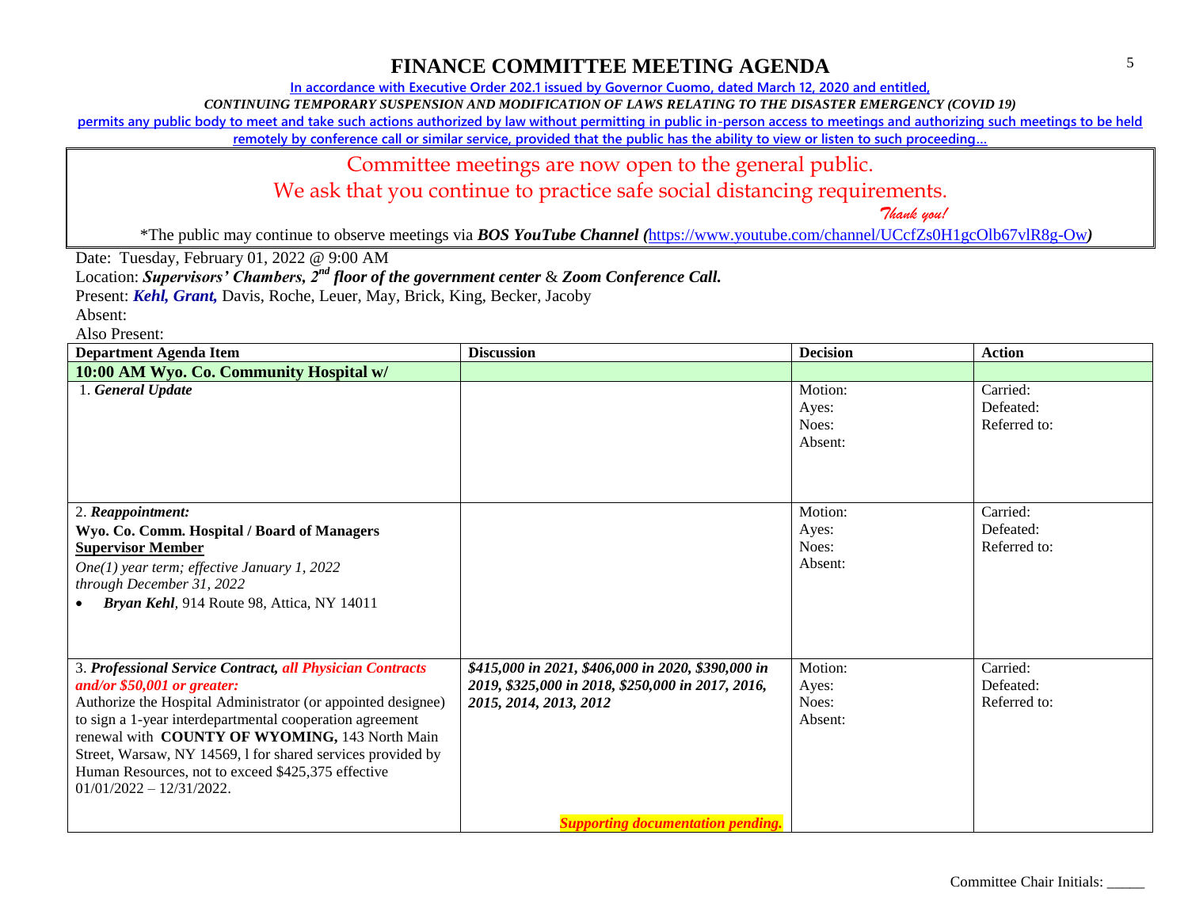# FINANCE COMMITTEE MEETING AGENDA

In accordance with Executive Order 202.1 issued by Governor Cuomo, dated March 12, 2020 and entitled,

*CONTINUING TEMPORARY SUSPENSION AND MODIFICATION OF LAWS RELATING TO THE DISASTER EMERGENCY (COVID 19)*

permits any public body to meet and take such actions authorized by law without permitting in public in-person access to meetings and authorizing such meetings to be held remotely by conference call or similar service, provided that the public has the ability to view or listen to such proceeding…

Committee meetings are now open to the general public.
We ask that you continue to practice safe social distancing requirements.
*Thank you!*

*The public may continue to observe meetings via ***BOS YouTube Channel (***https://www.youtube.com/channel/UCcfZs0H1gcOlb67vlR8g-Ow***)***

Date: Tuesday, February 01, 2022 @ 9:00 AM

Location: ***Supervisors' Chambers, 2nd floor of the government center*** & ***Zoom Conference Call.***

Present: ***Kehl, Grant,*** Davis, Roche, Leuer, May, Brick, King, Becker, Jacoby

Absent:

Also Present:

| Department Agenda Item | Discussion | Decision | Action |
|---|---|---|---|
| **10:00 AM Wyo. Co. Community Hospital w/** | | | |
| 1. ***General Update*** | | Motion:<br>Ayes:<br>Noes:<br>Absent: | Carried:<br>Defeated:<br>Referred to: |
| 2. ***Reappointment:***<br>**Wyo. Co. Comm. Hospital / Board of Managers**<br>**Supervisor Member**<br>*One(1) year term; effective January 1, 2022 through December 31, 2022*<br>• ***Bryan Kehl***, 914 Route 98, Attica, NY 14011 | | Motion:<br>Ayes:<br>Noes:<br>Absent: | Carried:<br>Defeated:<br>Referred to: |
| 3. ***Professional Service Contract, all Physician Contracts and/or $50,001 or greater:***<br>Authorize the Hospital Administrator (or appointed designee) to sign a 1-year interdepartmental cooperation agreement renewal with **COUNTY OF WYOMING,** 143 North Main Street, Warsaw, NY 14569, l for shared services provided by Human Resources, not to exceed $425,375 effective 01/01/2022 – 12/31/2022. | ***$415,000 in 2021, $406,000 in 2020, $390,000 in 2019, $325,000 in 2018, $250,000 in 2017, 2016, 2015, 2014, 2013, 2012***<br><br>***Supporting documentation pending.*** | Motion:<br>Ayes:<br>Noes:<br>Absent: | Carried:<br>Defeated:<br>Referred to: |

Committee Chair Initials: _____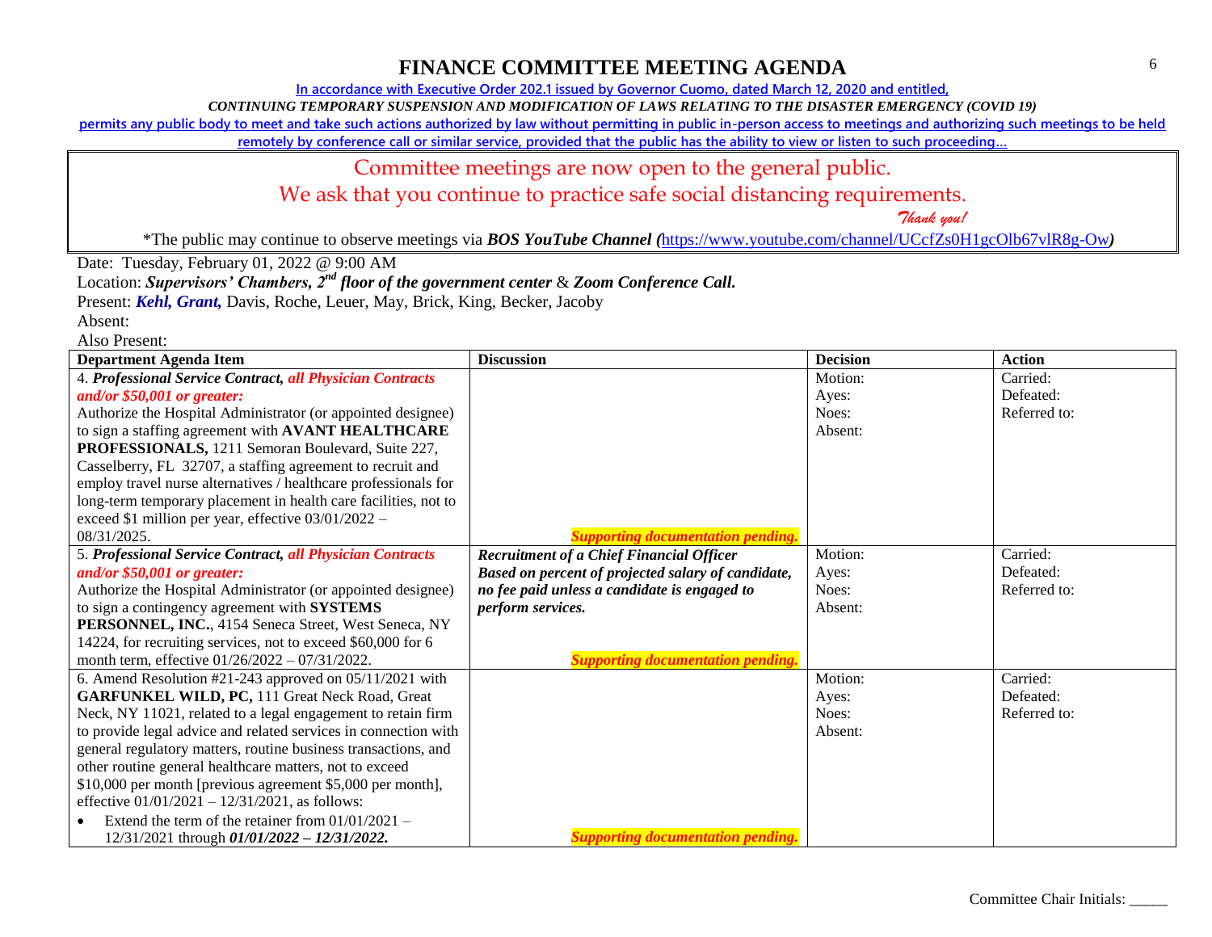# FINANCE COMMITTEE MEETING AGENDA

In accordance with Executive Order 202.1 issued by Governor Cuomo, dated March 12, 2020 and entitled,

*CONTINUING TEMPORARY SUSPENSION AND MODIFICATION OF LAWS RELATING TO THE DISASTER EMERGENCY (COVID 19)*

permits any public body to meet and take such actions authorized by law without permitting in public in-person access to meetings and authorizing such meetings to be held remotely by conference call or similar service, provided that the public has the ability to view or listen to such proceeding…

Committee meetings are now open to the general public.

We ask that you continue to practice safe social distancing requirements.

*Thank you!*

*The public may continue to observe meetings via ***BOS YouTube Channel*** (https://www.youtube.com/channel/UCcfZs0H1gcOlb67vlR8g-Ow)

Date: Tuesday, February 01, 2022 @ 9:00 AM

Location: ***Supervisors' Chambers, 2nd floor of the government center*** & ***Zoom Conference Call.***

Present: ***Kehl, Grant,*** Davis, Roche, Leuer, May, Brick, King, Becker, Jacoby

Absent:

Also Present:

| Department Agenda Item | Discussion | Decision | Action |
|---|---|---|---|
| 4. ***Professional Service Contract, all Physician Contracts and/or $50,001 or greater:*** Authorize the Hospital Administrator (or appointed designee) to sign a staffing agreement with **AVANT HEALTHCARE PROFESSIONALS,** 1211 Semoran Boulevard, Suite 227, Casselberry, FL 32707, a staffing agreement to recruit and employ travel nurse alternatives / healthcare professionals for long-term temporary placement in health care facilities, not to exceed $1 million per year, effective 03/01/2022 – 08/31/2025. | ***Supporting documentation pending.*** | Motion:<br>Ayes:<br>Noes:<br>Absent: | Carried:<br>Defeated:<br>Referred to: |
| 5. ***Professional Service Contract, all Physician Contracts and/or $50,001 or greater:*** Authorize the Hospital Administrator (or appointed designee) to sign a contingency agreement with **SYSTEMS PERSONNEL, INC.**, 4154 Seneca Street, West Seneca, NY 14224, for recruiting services, not to exceed $60,000 for 6 month term, effective 01/26/2022 – 07/31/2022. | ***Recruitment of a Chief Financial Officer Based on percent of projected salary of candidate, no fee paid unless a candidate is engaged to perform services.***<br><br>***Supporting documentation pending.*** | Motion:<br>Ayes:<br>Noes:<br>Absent: | Carried:<br>Defeated:<br>Referred to: |
| 6. Amend Resolution #21-243 approved on 05/11/2021 with **GARFUNKEL WILD, PC,** 111 Great Neck Road, Great Neck, NY 11021, related to a legal engagement to retain firm to provide legal advice and related services in connection with general regulatory matters, routine business transactions, and other routine general healthcare matters, not to exceed $10,000 per month [previous agreement $5,000 per month], effective 01/01/2021 – 12/31/2021, as follows:<br>• Extend the term of the retainer from 01/01/2021 – 12/31/2021 through ***01/01/2022 – 12/31/2022.*** | ***Supporting documentation pending.*** | Motion:<br>Ayes:<br>Noes:<br>Absent: | Carried:<br>Defeated:<br>Referred to: |

Committee Chair Initials: _____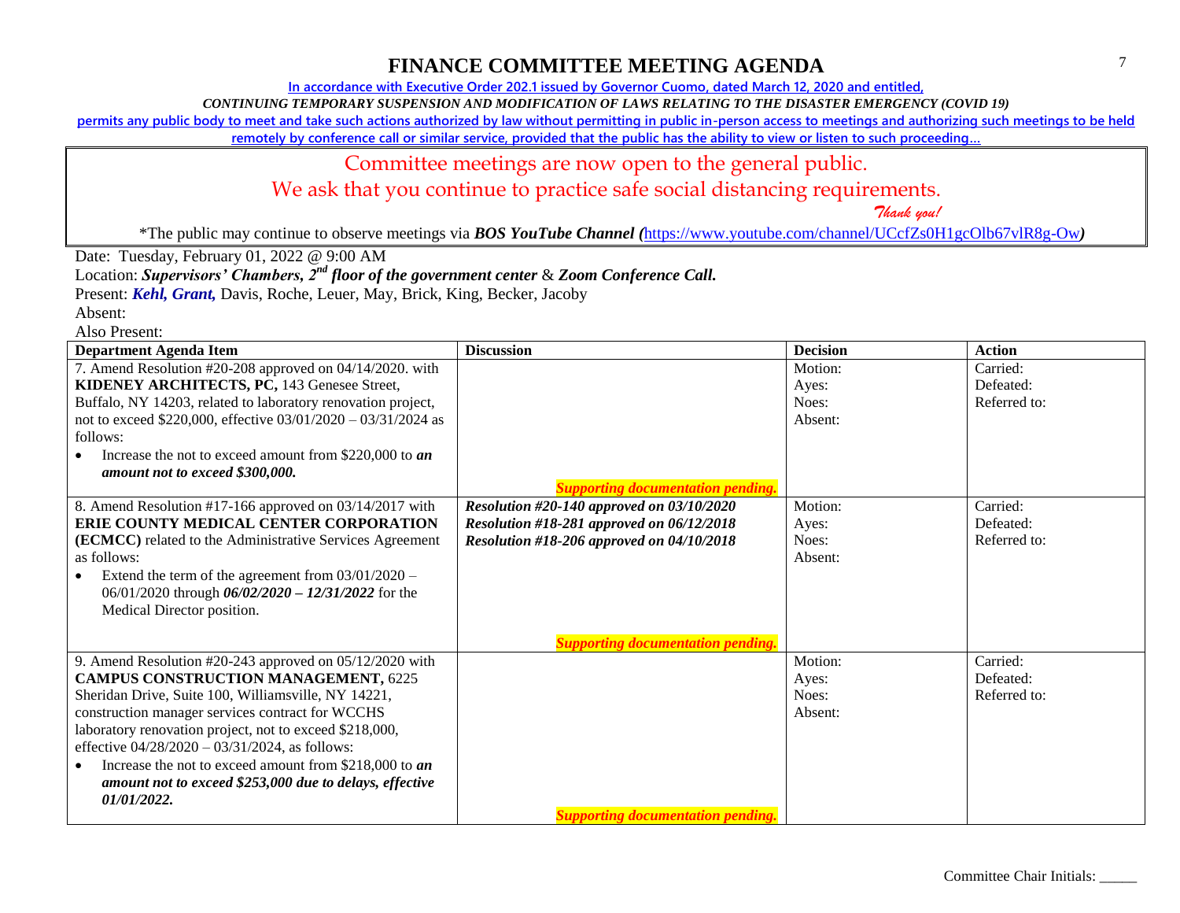# FINANCE COMMITTEE MEETING AGENDA

In accordance with Executive Order 202.1 issued by Governor Cuomo, dated March 12, 2020 and entitled,

*CONTINUING TEMPORARY SUSPENSION AND MODIFICATION OF LAWS RELATING TO THE DISASTER EMERGENCY (COVID 19)*

permits any public body to meet and take such actions authorized by law without permitting in public in-person access to meetings and authorizing such meetings to be held remotely by conference call or similar service, provided that the public has the ability to view or listen to such proceeding…

Committee meetings are now open to the general public.

We ask that you continue to practice safe social distancing requirements.

*Thank you!*

*The public may continue to observe meetings via ***BOS YouTube Channel*** (https://www.youtube.com/channel/UCcfZs0H1gcOlb67vlR8g-Ow)

Date: Tuesday, February 01, 2022 @ 9:00 AM

Location: ***Supervisors' Chambers, 2nd floor of the government center*** & ***Zoom Conference Call.***

Present: ***Kehl, Grant,*** Davis, Roche, Leuer, May, Brick, King, Becker, Jacoby

Absent:

Also Present:

| Department Agenda Item | Discussion | Decision | Action |
|---|---|---|---|
| 7. Amend Resolution #20-208 approved on 04/14/2020. with **KIDENEY ARCHITECTS, PC,** 143 Genesee Street, Buffalo, NY 14203, related to laboratory renovation project, not to exceed $220,000, effective 03/01/2020 – 03/31/2024 as follows:<br>• Increase the not to exceed amount from $220,000 to ***an amount not to exceed $300,000.*** | ***Supporting documentation pending.*** | Motion:<br>Ayes:<br>Noes:<br>Absent: | Carried:<br>Defeated:<br>Referred to: |
| 8. Amend Resolution #17-166 approved on 03/14/2017 with **ERIE COUNTY MEDICAL CENTER CORPORATION (ECMCC)** related to the Administrative Services Agreement as follows:<br>• Extend the term of the agreement from 03/01/2020 – 06/01/2020 through ***06/02/2020 – 12/31/2022*** for the Medical Director position. | ***Resolution #20-140 approved on 03/10/2020***<br>***Resolution #18-281 approved on 06/12/2018***<br>***Resolution #18-206 approved on 04/10/2018***<br><br>***Supporting documentation pending.*** | Motion:<br>Ayes:<br>Noes:<br>Absent: | Carried:<br>Defeated:<br>Referred to: |
| 9. Amend Resolution #20-243 approved on 05/12/2020 with **CAMPUS CONSTRUCTION MANAGEMENT,** 6225 Sheridan Drive, Suite 100, Williamsville, NY 14221, construction manager services contract for WCCHS laboratory renovation project, not to exceed $218,000, effective 04/28/2020 – 03/31/2024, as follows:<br>• Increase the not to exceed amount from $218,000 to ***an amount not to exceed $253,000 due to delays, effective 01/01/2022.*** | ***Supporting documentation pending.*** | Motion:<br>Ayes:<br>Noes:<br>Absent: | Carried:<br>Defeated:<br>Referred to: |

Committee Chair Initials: _____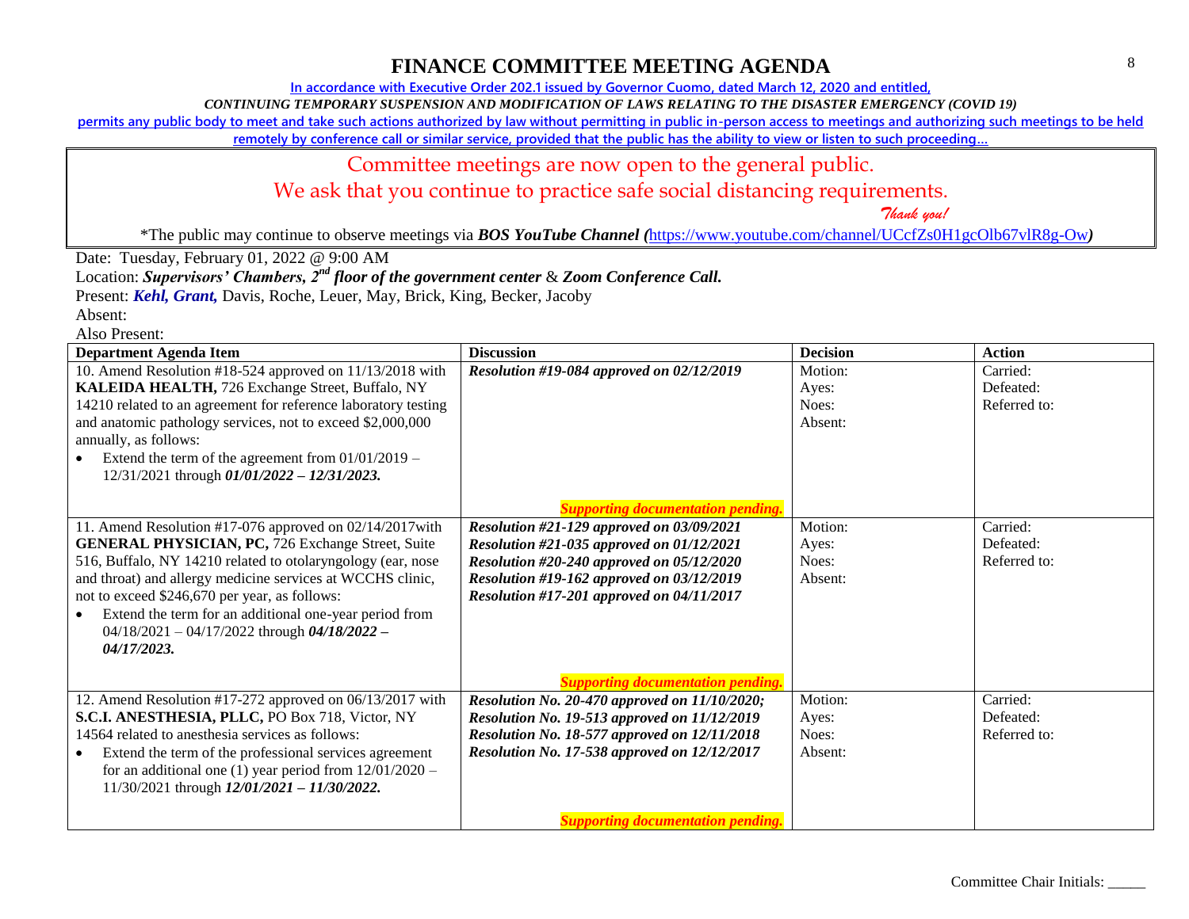# FINANCE COMMITTEE MEETING AGENDA

In accordance with Executive Order 202.1 issued by Governor Cuomo, dated March 12, 2020 and entitled,

*CONTINUING TEMPORARY SUSPENSION AND MODIFICATION OF LAWS RELATING TO THE DISASTER EMERGENCY (COVID 19)*

permits any public body to meet and take such actions authorized by law without permitting in public in-person access to meetings and authorizing such meetings to be held remotely by conference call or similar service, provided that the public has the ability to view or listen to such proceeding…

Committee meetings are now open to the general public.

We ask that you continue to practice safe social distancing requirements.

*Thank you!*

*The public may continue to observe meetings via ***BOS YouTube Channel*** (https://www.youtube.com/channel/UCcfZs0H1gcOlb67vlR8g-Ow)

Date: Tuesday, February 01, 2022 @ 9:00 AM

Location: ***Supervisors' Chambers, 2nd floor of the government center*** & ***Zoom Conference Call.***

Present: ***Kehl, Grant,*** Davis, Roche, Leuer, May, Brick, King, Becker, Jacoby

Absent:

Also Present:

| Department Agenda Item | Discussion | Decision | Action |
|---|---|---|---|
| 10. Amend Resolution #18-524 approved on 11/13/2018 with **KALEIDA HEALTH,** 726 Exchange Street, Buffalo, NY 14210 related to an agreement for reference laboratory testing and anatomic pathology services, not to exceed $2,000,000 annually, as follows:<br>• Extend the term of the agreement from 01/01/2019 – 12/31/2021 through ***01/01/2022 – 12/31/2023.*** | ***Resolution #19-084 approved on 02/12/2019***<br><br>***Supporting documentation pending.*** | Motion:<br>Ayes:<br>Noes:<br>Absent: | Carried:<br>Defeated:<br>Referred to: |
| 11. Amend Resolution #17-076 approved on 02/14/2017with **GENERAL PHYSICIAN, PC,** 726 Exchange Street, Suite 516, Buffalo, NY 14210 related to otolaryngology (ear, nose and throat) and allergy medicine services at WCCHS clinic, not to exceed $246,670 per year, as follows:<br>• Extend the term for an additional one-year period from 04/18/2021 – 04/17/2022 through ***04/18/2022 – 04/17/2023.*** | ***Resolution #21-129 approved on 03/09/2021***<br>***Resolution #21-035 approved on 01/12/2021***<br>***Resolution #20-240 approved on 05/12/2020***<br>***Resolution #19-162 approved on 03/12/2019***<br>***Resolution #17-201 approved on 04/11/2017***<br><br>***Supporting documentation pending.*** | Motion:<br>Ayes:<br>Noes:<br>Absent: | Carried:<br>Defeated:<br>Referred to: |
| 12. Amend Resolution #17-272 approved on 06/13/2017 with **S.C.I. ANESTHESIA, PLLC,** PO Box 718, Victor, NY 14564 related to anesthesia services as follows:<br>• Extend the term of the professional services agreement for an additional one (1) year period from 12/01/2020 – 11/30/2021 through ***12/01/2021 – 11/30/2022.*** | ***Resolution No. 20-470 approved on 11/10/2020;***<br>***Resolution No. 19-513 approved on 11/12/2019***<br>***Resolution No. 18-577 approved on 12/11/2018***<br>***Resolution No. 17-538 approved on 12/12/2017***<br><br>***Supporting documentation pending.*** | Motion:<br>Ayes:<br>Noes:<br>Absent: | Carried:<br>Defeated:<br>Referred to: |

Committee Chair Initials: _____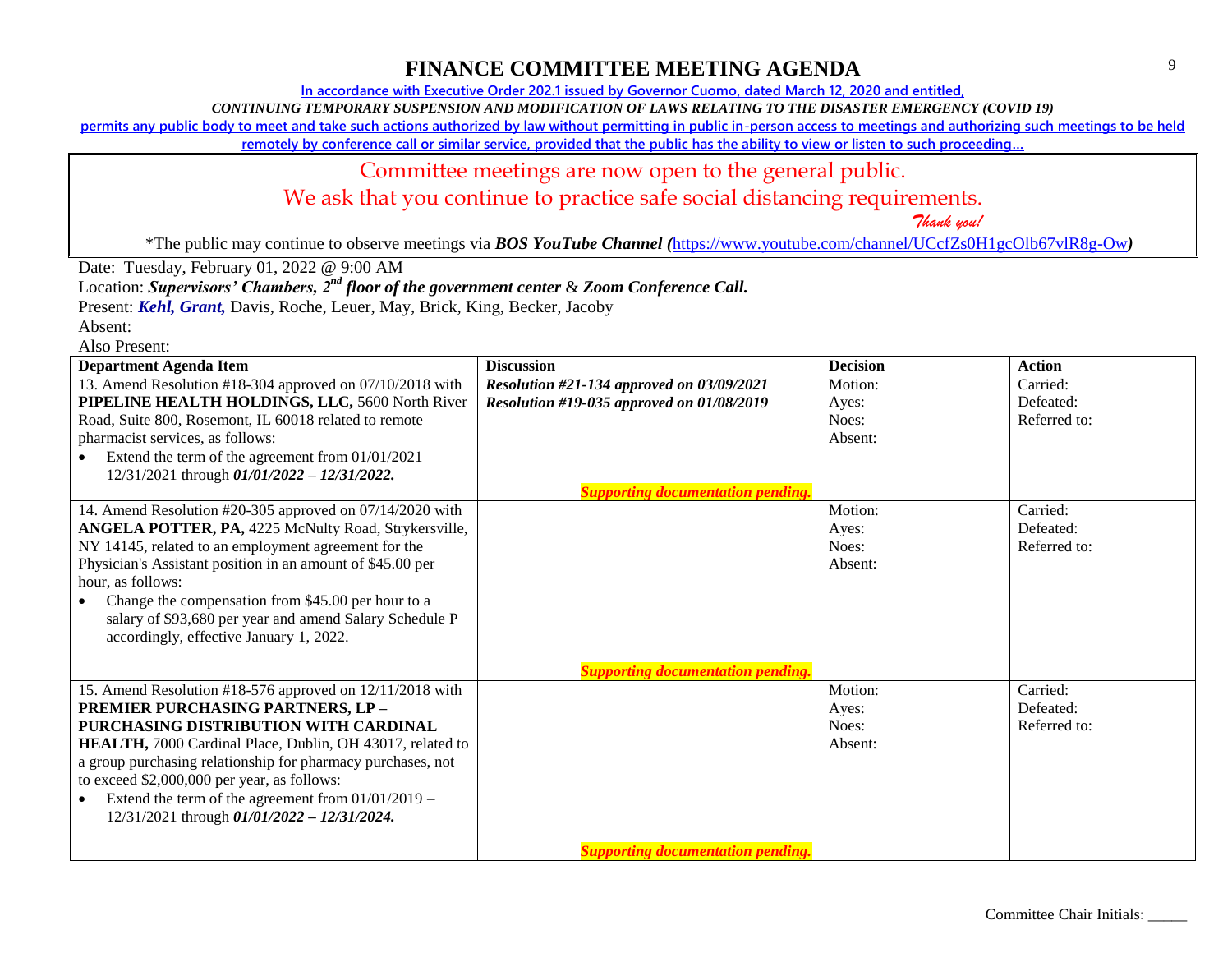# FINANCE COMMITTEE MEETING AGENDA

In accordance with Executive Order 202.1 issued by Governor Cuomo, dated March 12, 2020 and entitled,

*CONTINUING TEMPORARY SUSPENSION AND MODIFICATION OF LAWS RELATING TO THE DISASTER EMERGENCY (COVID 19)*

permits any public body to meet and take such actions authorized by law without permitting in public in-person access to meetings and authorizing such meetings to be held remotely by conference call or similar service, provided that the public has the ability to view or listen to such proceeding…

Committee meetings are now open to the general public.

We ask that you continue to practice safe social distancing requirements.

*Thank you!*

*The public may continue to observe meetings via ***BOS YouTube Channel*** (https://www.youtube.com/channel/UCcfZs0H1gcOlb67vlR8g-Ow)

Date: Tuesday, February 01, 2022 @ 9:00 AM

Location: ***Supervisors' Chambers, 2nd floor of the government center*** & ***Zoom Conference Call.***

Present: ***Kehl, Grant,*** Davis, Roche, Leuer, May, Brick, King, Becker, Jacoby

Absent:

Also Present:

| Department Agenda Item | Discussion | Decision | Action |
|---|---|---|---|
| 13. Amend Resolution #18-304 approved on 07/10/2018 with **PIPELINE HEALTH HOLDINGS, LLC,** 5600 North River Road, Suite 800, Rosemont, IL 60018 related to remote pharmacist services, as follows:<br>• Extend the term of the agreement from 01/01/2021 – 12/31/2021 through ***01/01/2022 – 12/31/2022.*** | ***Resolution #21-134 approved on 03/09/2021***<br>***Resolution #19-035 approved on 01/08/2019***<br><br>***Supporting documentation pending.*** | Motion:<br>Ayes:<br>Noes:<br>Absent: | Carried:<br>Defeated:<br>Referred to: |
| 14. Amend Resolution #20-305 approved on 07/14/2020 with **ANGELA POTTER, PA,** 4225 McNulty Road, Strykersville, NY 14145, related to an employment agreement for the Physician's Assistant position in an amount of $45.00 per hour, as follows:<br>• Change the compensation from $45.00 per hour to a salary of $93,680 per year and amend Salary Schedule P accordingly, effective January 1, 2022. | ***Supporting documentation pending.*** | Motion:<br>Ayes:<br>Noes:<br>Absent: | Carried:<br>Defeated:<br>Referred to: |
| 15. Amend Resolution #18-576 approved on 12/11/2018 with **PREMIER PURCHASING PARTNERS, LP – PURCHASING DISTRIBUTION WITH CARDINAL HEALTH,** 7000 Cardinal Place, Dublin, OH 43017, related to a group purchasing relationship for pharmacy purchases, not to exceed $2,000,000 per year, as follows:<br>• Extend the term of the agreement from 01/01/2019 – 12/31/2021 through ***01/01/2022 – 12/31/2024.*** | ***Supporting documentation pending.*** | Motion:<br>Ayes:<br>Noes:<br>Absent: | Carried:<br>Defeated:<br>Referred to: |

Committee Chair Initials: _____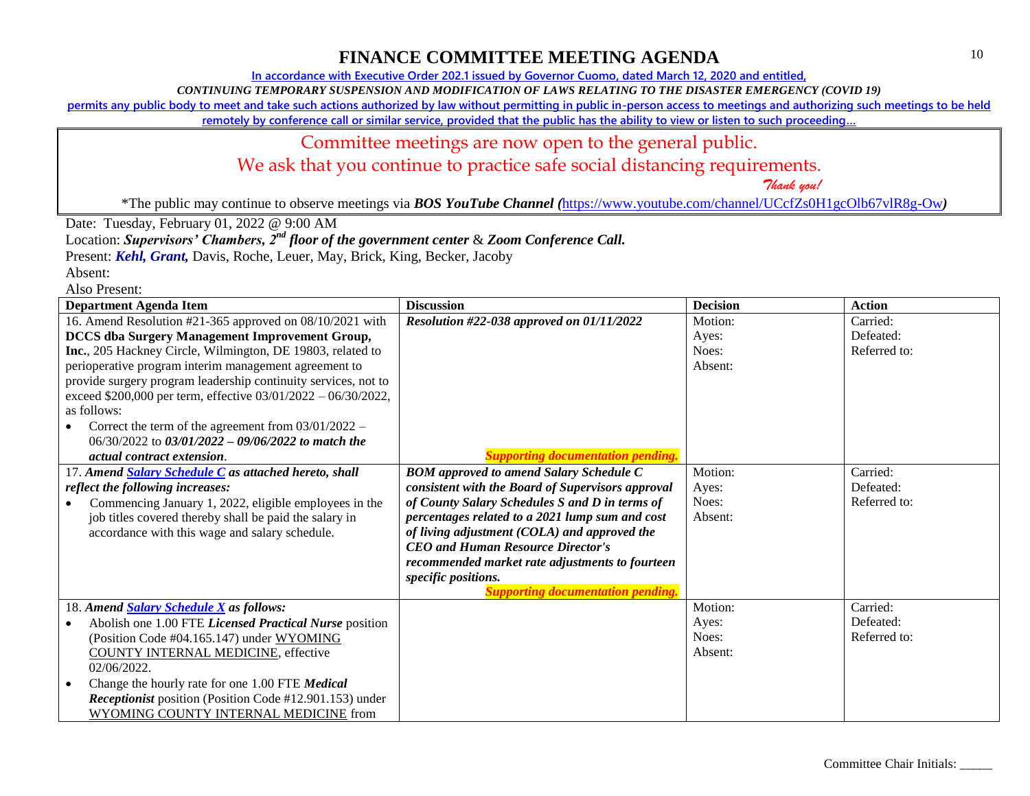# FINANCE COMMITTEE MEETING AGENDA

In accordance with Executive Order 202.1 issued by Governor Cuomo, dated March 12, 2020 and entitled,

*CONTINUING TEMPORARY SUSPENSION AND MODIFICATION OF LAWS RELATING TO THE DISASTER EMERGENCY (COVID 19)*

permits any public body to meet and take such actions authorized by law without permitting in public in-person access to meetings and authorizing such meetings to be held remotely by conference call or similar service, provided that the public has the ability to view or listen to such proceeding…

Committee meetings are now open to the general public.

We ask that you continue to practice safe social distancing requirements.

*Thank you!*

*The public may continue to observe meetings via ***BOS YouTube Channel (***https://www.youtube.com/channel/UCcfZs0H1gcOlb67vlR8g-Ow***)***

Date: Tuesday, February 01, 2022 @ 9:00 AM

Location: ***Supervisors' Chambers, 2nd floor of the government center*** & ***Zoom Conference Call.***

Present: ***Kehl, Grant,*** Davis, Roche, Leuer, May, Brick, King, Becker, Jacoby

Absent:

Also Present:

| Department Agenda Item | Discussion | Decision | Action |
|---|---|---|---|
| 16. Amend Resolution #21-365 approved on 08/10/2021 with **DCCS dba Surgery Management Improvement Group, Inc.**, 205 Hackney Circle, Wilmington, DE 19803, related to perioperative program interim management agreement to provide surgery program leadership continuity services, not to exceed $200,000 per term, effective 03/01/2022 – 06/30/2022, as follows:<br>• Correct the term of the agreement from 03/01/2022 – 06/30/2022 to ***03/01/2022 – 09/06/2022 to match the actual contract extension***. | ***Resolution #22-038 approved on 01/11/2022***<br><br>***Supporting documentation pending.*** | Motion:<br>Ayes:<br>Noes:<br>Absent: | Carried:<br>Defeated:<br>Referred to: |
| 17. ***Amend Salary Schedule C as attached hereto, shall reflect the following increases:***<br>• Commencing January 1, 2022, eligible employees in the job titles covered thereby shall be paid the salary in accordance with this wage and salary schedule. | ***BOM approved to amend Salary Schedule C consistent with the Board of Supervisors approval of County Salary Schedules S and D in terms of percentages related to a 2021 lump sum and cost of living adjustment (COLA) and approved the CEO and Human Resource Director's recommended market rate adjustments to fourteen specific positions.***<br>***Supporting documentation pending.*** | Motion:<br>Ayes:<br>Noes:<br>Absent: | Carried:<br>Defeated:<br>Referred to: |
| 18. ***Amend Salary Schedule X as follows:***<br>• Abolish one 1.00 FTE ***Licensed Practical Nurse*** position (Position Code #04.165.147) under WYOMING COUNTY INTERNAL MEDICINE, effective 02/06/2022.<br>• Change the hourly rate for one 1.00 FTE ***Medical Receptionist*** position (Position Code #12.901.153) under WYOMING COUNTY INTERNAL MEDICINE from | | Motion:<br>Ayes:<br>Noes:<br>Absent: | Carried:<br>Defeated:<br>Referred to: |

Committee Chair Initials: _____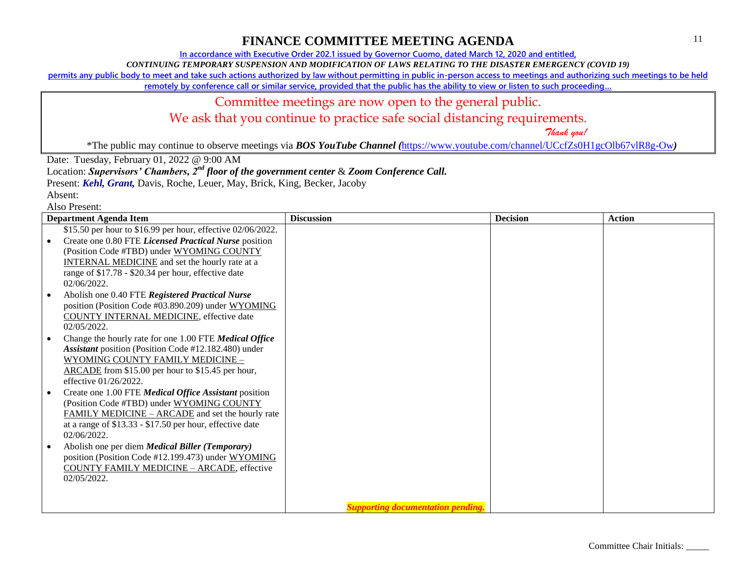# FINANCE COMMITTEE MEETING AGENDA

In accordance with Executive Order 202.1 issued by Governor Cuomo, dated March 12, 2020 and entitled,

*CONTINUING TEMPORARY SUSPENSION AND MODIFICATION OF LAWS RELATING TO THE DISASTER EMERGENCY (COVID 19)*

permits any public body to meet and take such actions authorized by law without permitting in public in-person access to meetings and authorizing such meetings to be held remotely by conference call or similar service, provided that the public has the ability to view or listen to such proceeding…

Committee meetings are now open to the general public.

We ask that you continue to practice safe social distancing requirements.

*Thank you!*

*The public may continue to observe meetings via ***BOS YouTube Channel*** (https://www.youtube.com/channel/UCcfZs0H1gcOlb67vlR8g-Ow)

Date: Tuesday, February 01, 2022 @ 9:00 AM

Location: ***Supervisors' Chambers, 2nd floor of the government center*** & ***Zoom Conference Call.***

Present: ***Kehl, Grant,*** Davis, Roche, Leuer, May, Brick, King, Becker, Jacoby

Absent:

Also Present:

| Department Agenda Item | Discussion | Decision | Action |
|---|---|---|---|
| $15.50 per hour to $16.99 per hour, effective 02/06/2022.<br>• Create one 0.80 FTE ***Licensed Practical Nurse*** position (Position Code #TBD) under WYOMING COUNTY INTERNAL MEDICINE and set the hourly rate at a range of $17.78 - $20.34 per hour, effective date 02/06/2022.<br>• Abolish one 0.40 FTE ***Registered Practical Nurse*** position (Position Code #03.890.209) under WYOMING COUNTY INTERNAL MEDICINE, effective date 02/05/2022.<br>• Change the hourly rate for one 1.00 FTE ***Medical Office Assistant*** position (Position Code #12.182.480) under WYOMING COUNTY FAMILY MEDICINE – ARCADE from $15.00 per hour to $15.45 per hour, effective 01/26/2022.<br>• Create one 1.00 FTE ***Medical Office Assistant*** position (Position Code #TBD) under WYOMING COUNTY FAMILY MEDICINE – ARCADE and set the hourly rate at a range of $13.33 - $17.50 per hour, effective date 02/06/2022.<br>• Abolish one per diem ***Medical Biller (Temporary)*** position (Position Code #12.199.473) under WYOMING COUNTY FAMILY MEDICINE – ARCADE, effective 02/05/2022. | ***Supporting documentation pending.*** | | |

Committee Chair Initials: _____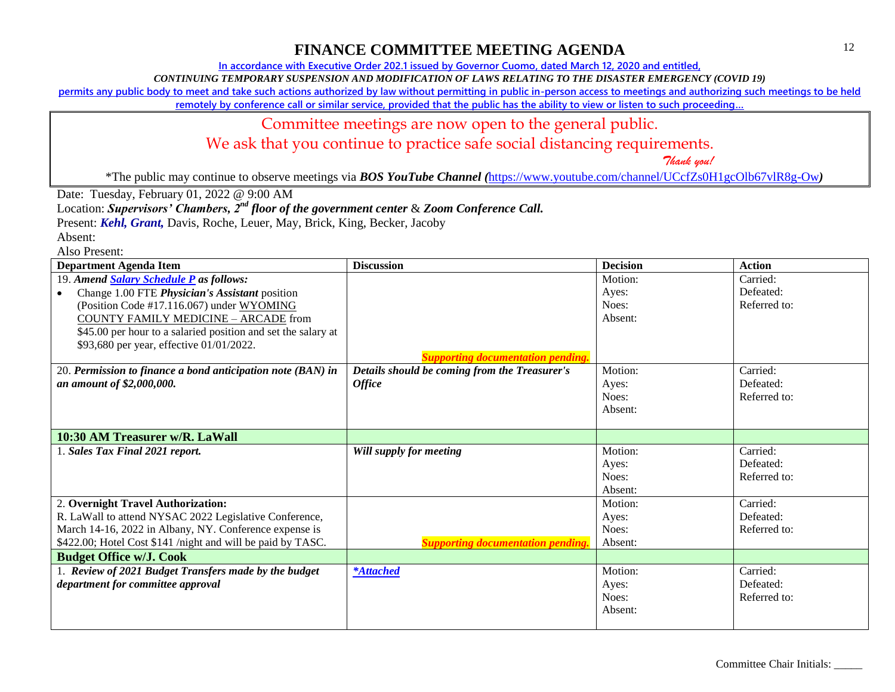# FINANCE COMMITTEE MEETING AGENDA

In accordance with Executive Order 202.1 issued by Governor Cuomo, dated March 12, 2020 and entitled,

*CONTINUING TEMPORARY SUSPENSION AND MODIFICATION OF LAWS RELATING TO THE DISASTER EMERGENCY (COVID 19)*

permits any public body to meet and take such actions authorized by law without permitting in public in-person access to meetings and authorizing such meetings to be held remotely by conference call or similar service, provided that the public has the ability to view or listen to such proceeding…

Committee meetings are now open to the general public.

We ask that you continue to practice safe social distancing requirements.

*Thank you!*

*The public may continue to observe meetings via ***BOS YouTube Channel (***https://www.youtube.com/channel/UCcfZs0H1gcOlb67vlR8g-Ow***)**

Date: Tuesday, February 01, 2022 @ 9:00 AM

Location: ***Supervisors' Chambers, 2nd floor of the government center*** & ***Zoom Conference Call.***

Present: ***Kehl, Grant,*** Davis, Roche, Leuer, May, Brick, King, Becker, Jacoby

Absent:

Also Present:

| Department Agenda Item | Discussion | Decision | Action |
|---|---|---|---|
| 19. ***Amend Salary Schedule P as follows:***<br>• Change 1.00 FTE ***Physician's Assistant*** position (Position Code #17.116.067) under WYOMING COUNTY FAMILY MEDICINE – ARCADE from $45.00 per hour to a salaried position and set the salary at $93,680 per year, effective 01/01/2022. | ***Supporting documentation pending.*** | Motion:<br>Ayes:<br>Noes:<br>Absent: | Carried:<br>Defeated:<br>Referred to: |
| 20. ***Permission to finance a bond anticipation note (BAN) in an amount of $2,000,000.*** | ***Details should be coming from the Treasurer's Office*** | Motion:<br>Ayes:<br>Noes:<br>Absent: | Carried:<br>Defeated:<br>Referred to: |
| **10:30 AM Treasurer w/R. LaWall** | | | |
| 1. ***Sales Tax Final 2021 report.*** | ***Will supply for meeting*** | Motion:<br>Ayes:<br>Noes:<br>Absent: | Carried:<br>Defeated:<br>Referred to: |
| 2. **Overnight Travel Authorization:**<br>R. LaWall to attend NYSAC 2022 Legislative Conference, March 14-16, 2022 in Albany, NY. Conference expense is $422.00; Hotel Cost $141 /night and will be paid by TASC. | ***Supporting documentation pending.*** | Motion:<br>Ayes:<br>Noes:<br>Absent: | Carried:<br>Defeated:<br>Referred to: |
| **Budget Office w/J. Cook** | | | |
| 1. ***Review of 2021 Budget Transfers made by the budget department for committee approval*** | ****Attached*** | Motion:<br>Ayes:<br>Noes:<br>Absent: | Carried:<br>Defeated:<br>Referred to: |

Committee Chair Initials: _____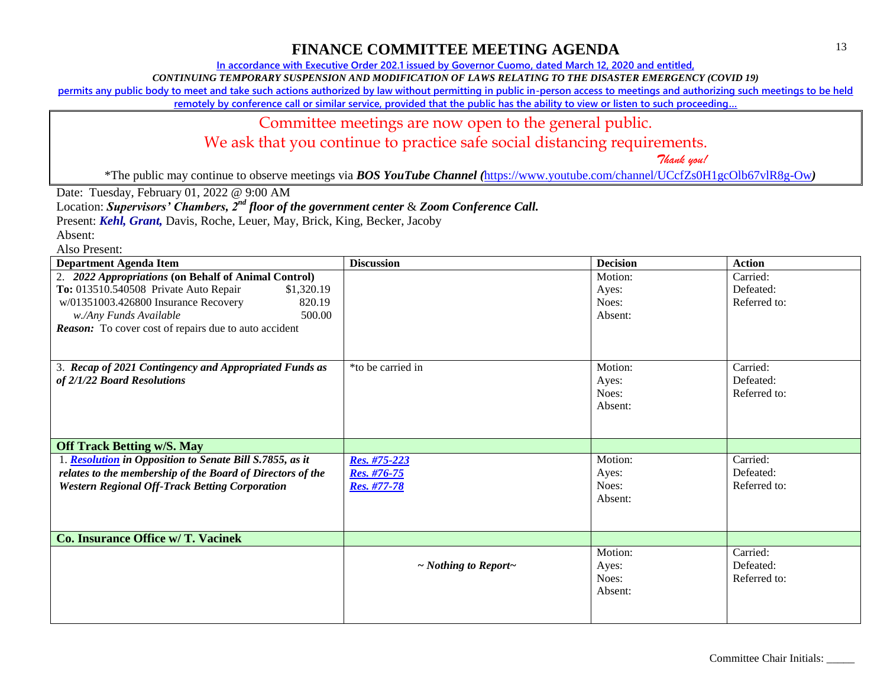# FINANCE COMMITTEE MEETING AGENDA

In accordance with Executive Order 202.1 issued by Governor Cuomo, dated March 12, 2020 and entitled,

*CONTINUING TEMPORARY SUSPENSION AND MODIFICATION OF LAWS RELATING TO THE DISASTER EMERGENCY (COVID 19)*

permits any public body to meet and take such actions authorized by law without permitting in public in-person access to meetings and authorizing such meetings to be held remotely by conference call or similar service, provided that the public has the ability to view or listen to such proceeding…

Committee meetings are now open to the general public.

We ask that you continue to practice safe social distancing requirements.

*Thank you!*

*The public may continue to observe meetings via ***BOS YouTube Channel*** *(*https://www.youtube.com/channel/UCcfZs0H1gcOlb67vlR8g-Ow*)*

Date: Tuesday, February 01, 2022 @ 9:00 AM

Location: ***Supervisors' Chambers, 2nd floor of the government center*** & ***Zoom Conference Call.***

Present: ***Kehl, Grant,*** Davis, Roche, Leuer, May, Brick, King, Becker, Jacoby

Absent:

Also Present:

| Department Agenda Item | Discussion | Decision | Action |
|---|---|---|---|
| 2. ***2022 Appropriations*** **(on Behalf of Animal Control)**<br>**To:** 013510.540508 Private Auto Repair $1,320.19<br>w/01351003.426800 Insurance Recovery 820.19<br>*w./Any Funds Available* 500.00<br>***Reason:*** To cover cost of repairs due to auto accident | | Motion:<br>Ayes:<br>Noes:<br>Absent: | Carried:<br>Defeated:<br>Referred to: |
| 3. ***Recap of 2021 Contingency and Appropriated Funds as of 2/1/22 Board Resolutions*** | *to be carried in | Motion:<br>Ayes:<br>Noes:<br>Absent: | Carried:<br>Defeated:<br>Referred to: |
| **Off Track Betting w/S. May** | | | |
| 1. ***Resolution in Opposition to Senate Bill S.7855, as it relates to the membership of the Board of Directors of the Western Regional Off-Track Betting Corporation*** | ***Res. #75-223***<br>***Res. #76-75***<br>***Res. #77-78*** | Motion:<br>Ayes:<br>Noes:<br>Absent: | Carried:<br>Defeated:<br>Referred to: |
| **Co. Insurance Office w/ T. Vacinek** | | | |
| | ***~ Nothing to Report~*** | Motion:<br>Ayes:<br>Noes:<br>Absent: | Carried:<br>Defeated:<br>Referred to: |

Committee Chair Initials: _____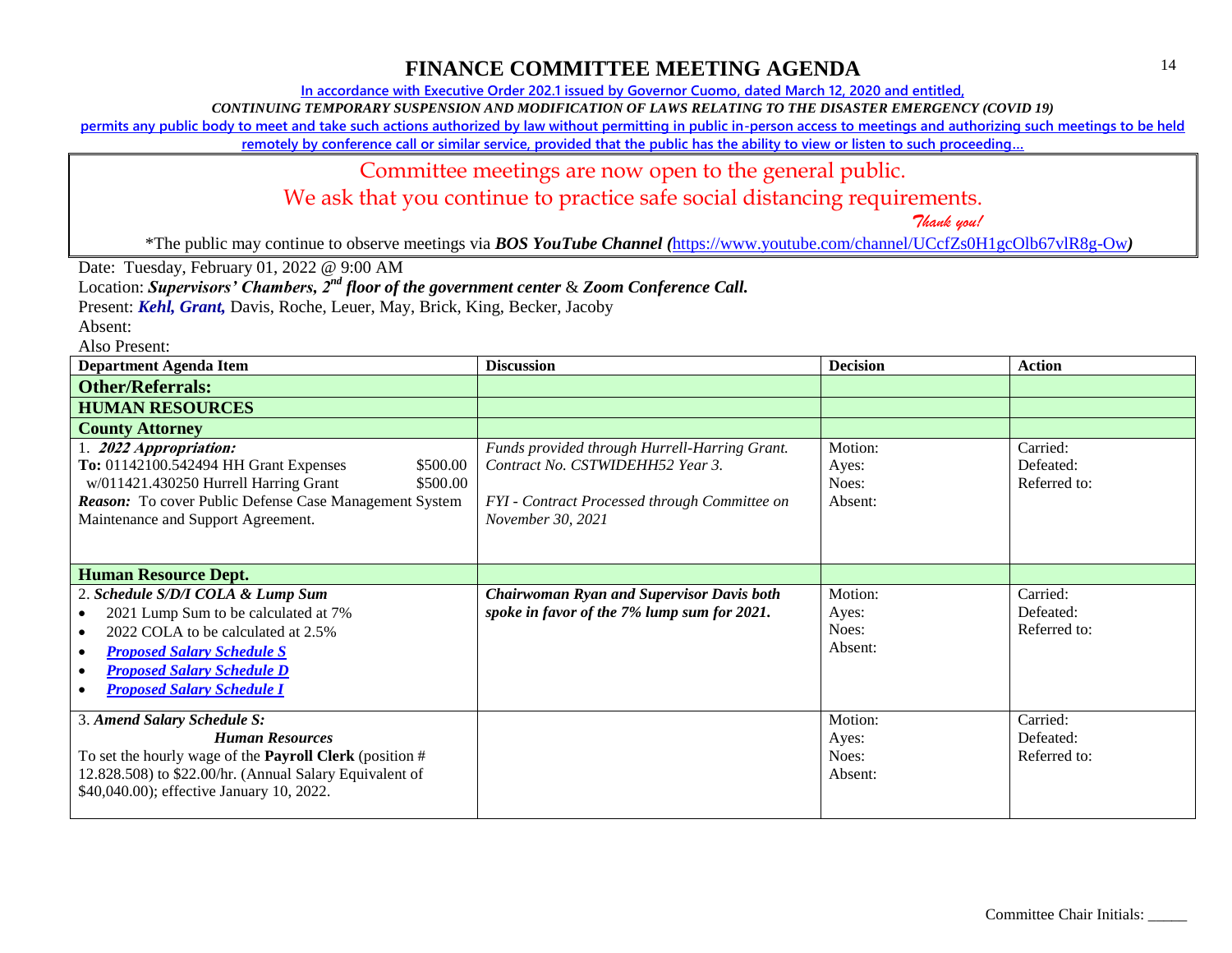# FINANCE COMMITTEE MEETING AGENDA

In accordance with Executive Order 202.1 issued by Governor Cuomo, dated March 12, 2020 and entitled,

*CONTINUING TEMPORARY SUSPENSION AND MODIFICATION OF LAWS RELATING TO THE DISASTER EMERGENCY (COVID 19)*

permits any public body to meet and take such actions authorized by law without permitting in public in-person access to meetings and authorizing such meetings to be held remotely by conference call or similar service, provided that the public has the ability to view or listen to such proceeding…

Committee meetings are now open to the general public.

We ask that you continue to practice safe social distancing requirements.

*Thank you!*

*The public may continue to observe meetings via ***BOS YouTube Channel (***https://www.youtube.com/channel/UCcfZs0H1gcOlb67vlR8g-Ow***)***

Date: Tuesday, February 01, 2022 @ 9:00 AM

Location: ***Supervisors' Chambers, 2nd floor of the government center*** & ***Zoom Conference Call.***

Present: ***Kehl, Grant,*** Davis, Roche, Leuer, May, Brick, King, Becker, Jacoby

Absent:

Also Present:

| Department Agenda Item | Discussion | Decision | Action |
|---|---|---|---|
| **Other/Referrals:** | | | |
| **HUMAN RESOURCES** | | | |
| **County Attorney** | | | |
| 1. ***2022 Appropriation:***<br>**To:** 01142100.542494 HH Grant Expenses $500.00<br>w/011421.430250 Hurrell Harring Grant $500.00<br>***Reason:*** To cover Public Defense Case Management System Maintenance and Support Agreement. | *Funds provided through Hurrell-Harring Grant. Contract No. CSTWIDEHH52 Year 3.*<br><br>*FYI - Contract Processed through Committee on November 30, 2021* | Motion:<br>Ayes:<br>Noes:<br>Absent: | Carried:<br>Defeated:<br>Referred to: |
| **Human Resource Dept.** | | | |
| 2. ***Schedule S/D/I COLA & Lump Sum***<br>• 2021 Lump Sum to be calculated at 7%<br>• 2022 COLA to be calculated at 2.5%<br>• ***Proposed Salary Schedule S***<br>• ***Proposed Salary Schedule D***<br>• ***Proposed Salary Schedule I*** | ***Chairwoman Ryan and Supervisor Davis both spoke in favor of the 7% lump sum for 2021.*** | Motion:<br>Ayes:<br>Noes:<br>Absent: | Carried:<br>Defeated:<br>Referred to: |
| 3. ***Amend Salary Schedule S:***<br>***Human Resources***<br>To set the hourly wage of the **Payroll Clerk** (position # 12.828.508) to $22.00/hr. (Annual Salary Equivalent of $40,040.00); effective January 10, 2022. | | Motion:<br>Ayes:<br>Noes:<br>Absent: | Carried:<br>Defeated:<br>Referred to: |

Committee Chair Initials: _____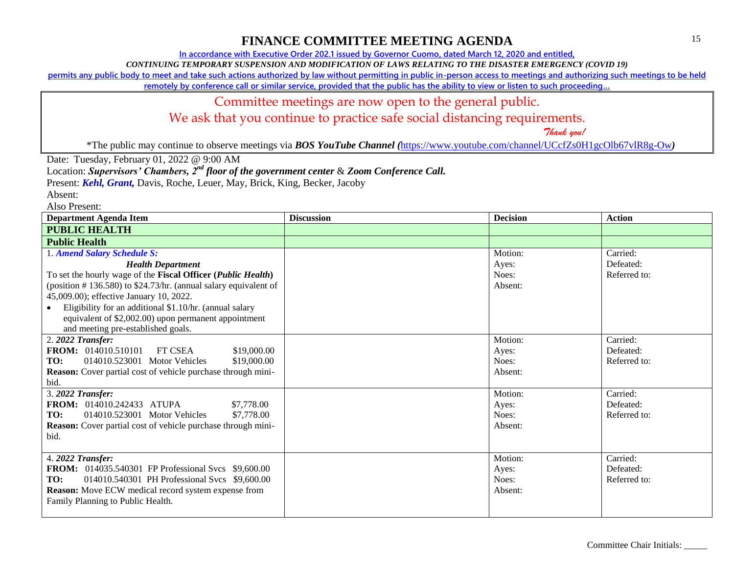# FINANCE COMMITTEE MEETING AGENDA

In accordance with Executive Order 202.1 issued by Governor Cuomo, dated March 12, 2020 and entitled,

*CONTINUING TEMPORARY SUSPENSION AND MODIFICATION OF LAWS RELATING TO THE DISASTER EMERGENCY (COVID 19)*

permits any public body to meet and take such actions authorized by law without permitting in public in-person access to meetings and authorizing such meetings to be held remotely by conference call or similar service, provided that the public has the ability to view or listen to such proceeding…

Committee meetings are now open to the general public.

We ask that you continue to practice safe social distancing requirements.

*Thank you!*

*The public may continue to observe meetings via ***BOS YouTube Channel (***https://www.youtube.com/channel/UCcfZs0H1gcOlb67vlR8g-Ow***)***

Date: Tuesday, February 01, 2022 @ 9:00 AM

Location: ***Supervisors' Chambers, 2nd floor of the government center*** & ***Zoom Conference Call.***

Present: ***Kehl, Grant,*** Davis, Roche, Leuer, May, Brick, King, Becker, Jacoby

Absent:

Also Present:

| Department Agenda Item | Discussion | Decision | Action |
|---|---|---|---|
| **PUBLIC HEALTH** | | | |
| **Public Health** | | | |
| 1. ***Amend Salary Schedule S:*** ***Health Department*** To set the hourly wage of the **Fiscal Officer (*Public Health*)** (position # 136.580) to $24.73/hr. (annual salary equivalent of 45,009.00); effective January 10, 2022. • Eligibility for an additional $1.10/hr. (annual salary equivalent of $2,002.00) upon permanent appointment and meeting pre-established goals. | | Motion: Ayes: Noes: Absent: | Carried: Defeated: Referred to: |
| 2. ***2022 Transfer:*** **FROM:** 014010.510101 FT CSEA $19,000.00 **TO:** 014010.523001 Motor Vehicles $19,000.00 **Reason:** Cover partial cost of vehicle purchase through mini-bid. | | Motion: Ayes: Noes: Absent: | Carried: Defeated: Referred to: |
| 3. ***2022 Transfer:*** **FROM:** 014010.242433 ATUPA $7,778.00 **TO:** 014010.523001 Motor Vehicles $7,778.00 **Reason:** Cover partial cost of vehicle purchase through mini-bid. | | Motion: Ayes: Noes: Absent: | Carried: Defeated: Referred to: |
| 4. ***2022 Transfer:*** **FROM:** 014035.540301 FP Professional Svcs $9,600.00 **TO:** 014010.540301 PH Professional Svcs $9,600.00 **Reason:** Move ECW medical record system expense from Family Planning to Public Health. | | Motion: Ayes: Noes: Absent: | Carried: Defeated: Referred to: |

Committee Chair Initials: _____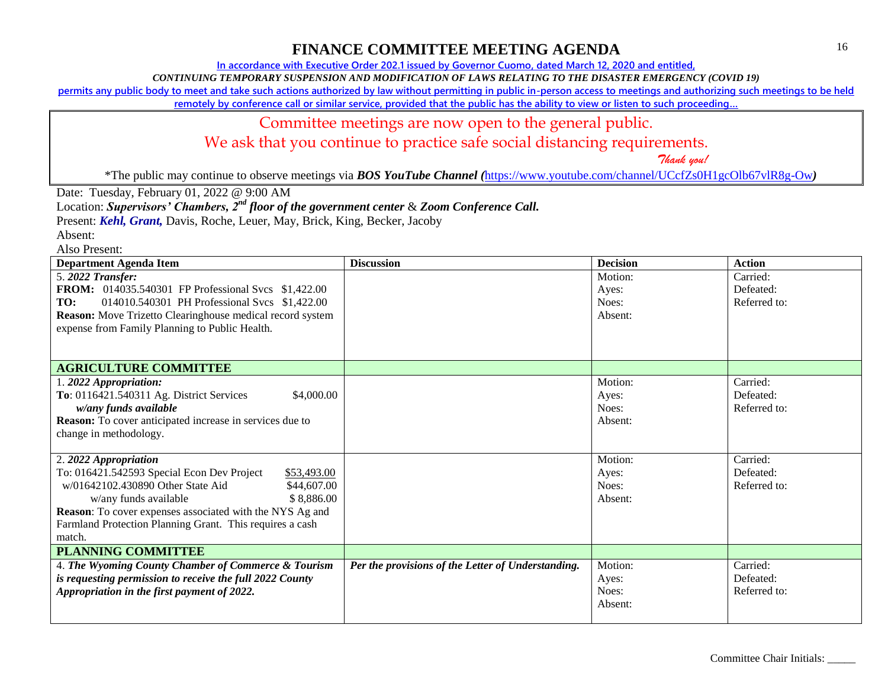# FINANCE COMMITTEE MEETING AGENDA

In accordance with Executive Order 202.1 issued by Governor Cuomo, dated March 12, 2020 and entitled,

*CONTINUING TEMPORARY SUSPENSION AND MODIFICATION OF LAWS RELATING TO THE DISASTER EMERGENCY (COVID 19)*

permits any public body to meet and take such actions authorized by law without permitting in public in-person access to meetings and authorizing such meetings to be held remotely by conference call or similar service, provided that the public has the ability to view or listen to such proceeding…

Committee meetings are now open to the general public.
We ask that you continue to practice safe social distancing requirements.
*Thank you!*

*The public may continue to observe meetings via ***BOS YouTube Channel (***https://www.youtube.com/channel/UCcfZs0H1gcOlb67vlR8g-Ow***)***

Date: Tuesday, February 01, 2022 @ 9:00 AM
Location: ***Supervisors' Chambers, 2nd floor of the government center*** & ***Zoom Conference Call.***
Present: ***Kehl, Grant,*** Davis, Roche, Leuer, May, Brick, King, Becker, Jacoby
Absent:
Also Present:

| Department Agenda Item | Discussion | Decision | Action |
|---|---|---|---|
| 5. ***2022 Transfer:***<br>**FROM:** 014035.540301 FP Professional Svcs $1,422.00<br>**TO:** 014010.540301 PH Professional Svcs $1,422.00<br>**Reason:** Move Trizetto Clearinghouse medical record system expense from Family Planning to Public Health. | | Motion:<br>Ayes:<br>Noes:<br>Absent: | Carried:<br>Defeated:<br>Referred to: |
| **AGRICULTURE COMMITTEE** | | | |
| 1. ***2022 Appropriation:***<br>**To**: 0116421.540311 Ag. District Services $4,000.00<br>***w/any funds available***<br>**Reason:** To cover anticipated increase in services due to change in methodology. | | Motion:<br>Ayes:<br>Noes:<br>Absent: | Carried:<br>Defeated:<br>Referred to: |
| 2. ***2022 Appropriation***<br>To: 016421.542593 Special Econ Dev Project $53,493.00<br>w/01642102.430890 Other State Aid $44,607.00<br>w/any funds available $ 8,886.00<br>**Reason**: To cover expenses associated with the NYS Ag and Farmland Protection Planning Grant. This requires a cash match. | | Motion:<br>Ayes:<br>Noes:<br>Absent: | Carried:<br>Defeated:<br>Referred to: |
| **PLANNING COMMITTEE** | | | |
| 4. ***The Wyoming County Chamber of Commerce & Tourism is requesting permission to receive the full 2022 County Appropriation in the first payment of 2022.*** | ***Per the provisions of the Letter of Understanding.*** | Motion:<br>Ayes:<br>Noes:<br>Absent: | Carried:<br>Defeated:<br>Referred to: |

Committee Chair Initials: _____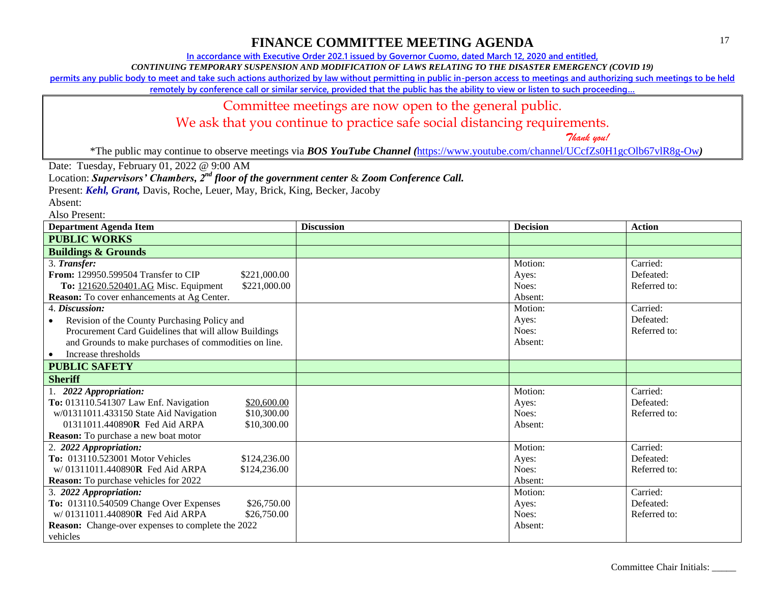# FINANCE COMMITTEE MEETING AGENDA

In accordance with Executive Order 202.1 issued by Governor Cuomo, dated March 12, 2020 and entitled,

*CONTINUING TEMPORARY SUSPENSION AND MODIFICATION OF LAWS RELATING TO THE DISASTER EMERGENCY (COVID 19)*

permits any public body to meet and take such actions authorized by law without permitting in public in-person access to meetings and authorizing such meetings to be held remotely by conference call or similar service, provided that the public has the ability to view or listen to such proceeding…

Committee meetings are now open to the general public.

We ask that you continue to practice safe social distancing requirements.

*Thank you!*

*The public may continue to observe meetings via ***BOS YouTube Channel (***https://www.youtube.com/channel/UCcfZs0H1gcOlb67vlR8g-Ow***)***

Date: Tuesday, February 01, 2022 @ 9:00 AM

Location: ***Supervisors' Chambers, 2nd floor of the government center*** & ***Zoom Conference Call.***

Present: ***Kehl, Grant,*** Davis, Roche, Leuer, May, Brick, King, Becker, Jacoby

Absent:

Also Present:

| Department Agenda Item | Discussion | Decision | Action |
|---|---|---|---|
| **PUBLIC WORKS** | | | |
| **Buildings & Grounds** | | | |
| 3. ***Transfer:***<br>**From:** 129950.599504 Transfer to CIP $221,000.00<br>**To:** 121620.520401.AG Misc. Equipment $221,000.00<br>**Reason:** To cover enhancements at Ag Center. | | Motion:<br>Ayes:<br>Noes:<br>Absent: | Carried:<br>Defeated:<br>Referred to: |
| 4. ***Discussion:***<br>• Revision of the County Purchasing Policy and Procurement Card Guidelines that will allow Buildings and Grounds to make purchases of commodities on line.<br>• Increase thresholds | | Motion:<br>Ayes:<br>Noes:<br>Absent: | Carried:<br>Defeated:<br>Referred to: |
| **PUBLIC SAFETY** | | | |
| **Sheriff** | | | |
| 1. ***2022 Appropriation:***<br>**To:** 013110.541307 Law Enf. Navigation $20,600.00<br>w/01311011.433150 State Aid Navigation $10,300.00<br>01311011.440890**R** Fed Aid ARPA $10,300.00<br>**Reason:** To purchase a new boat motor | | Motion:<br>Ayes:<br>Noes:<br>Absent: | Carried:<br>Defeated:<br>Referred to: |
| 2. ***2022 Appropriation:***<br>**To:** 013110.523001 Motor Vehicles $124,236.00<br>w/ 01311011.440890**R** Fed Aid ARPA $124,236.00<br>**Reason:** To purchase vehicles for 2022 | | Motion:<br>Ayes:<br>Noes:<br>Absent: | Carried:<br>Defeated:<br>Referred to: |
| 3. ***2022 Appropriation:***<br>**To:** 013110.540509 Change Over Expenses $26,750.00<br>w/ 01311011.440890**R** Fed Aid ARPA $26,750.00<br>**Reason:** Change-over expenses to complete the 2022 vehicles | | Motion:<br>Ayes:<br>Noes:<br>Absent: | Carried:<br>Defeated:<br>Referred to: |

Committee Chair Initials: _____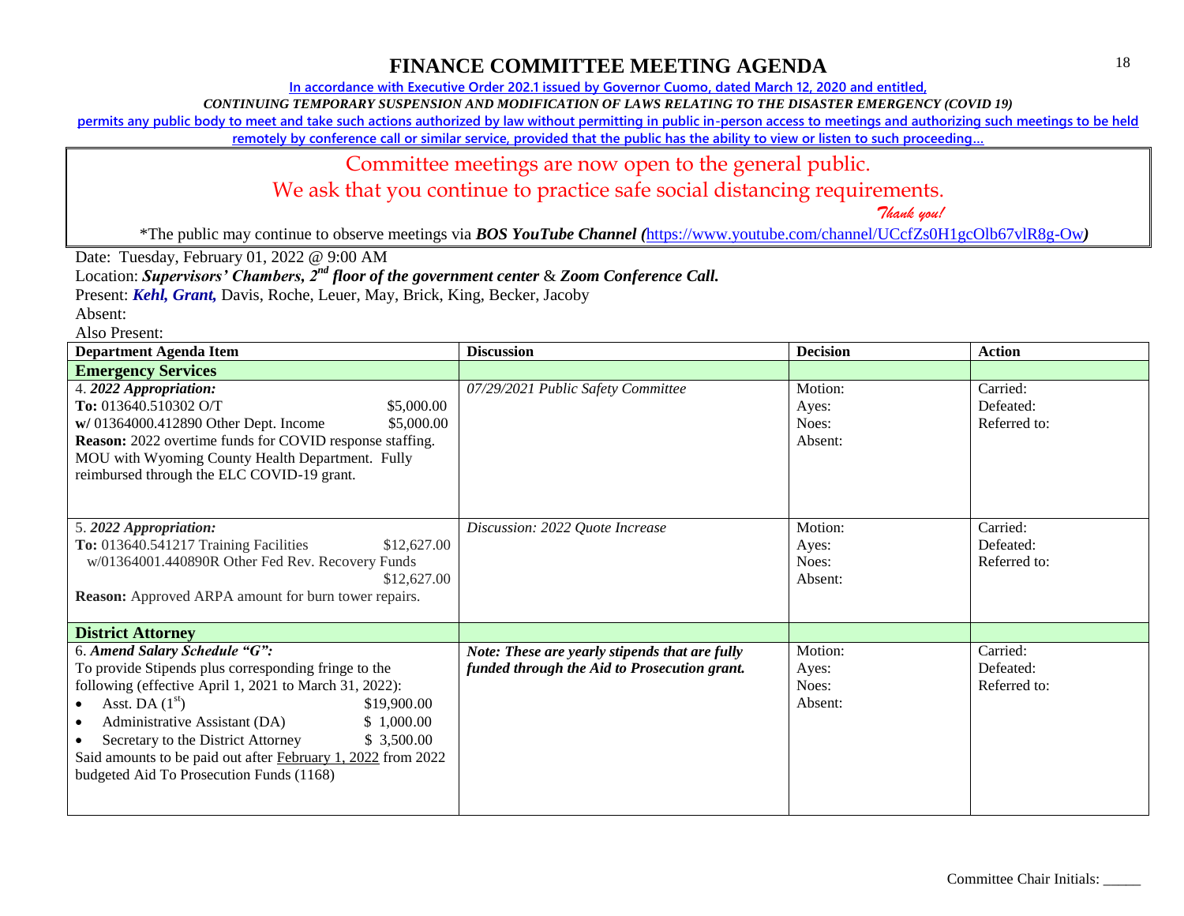# FINANCE COMMITTEE MEETING AGENDA

In accordance with Executive Order 202.1 issued by Governor Cuomo, dated March 12, 2020 and entitled,

*CONTINUING TEMPORARY SUSPENSION AND MODIFICATION OF LAWS RELATING TO THE DISASTER EMERGENCY (COVID 19)*

permits any public body to meet and take such actions authorized by law without permitting in public in-person access to meetings and authorizing such meetings to be held remotely by conference call or similar service, provided that the public has the ability to view or listen to such proceeding…

Committee meetings are now open to the general public.

We ask that you continue to practice safe social distancing requirements.

*Thank you!*

*The public may continue to observe meetings via ***BOS YouTube Channel (***https://www.youtube.com/channel/UCcfZs0H1gcOlb67vlR8g-Ow***)***

Date: Tuesday, February 01, 2022 @ 9:00 AM

Location: ***Supervisors' Chambers, 2nd floor of the government center*** & ***Zoom Conference Call.***

Present: ***Kehl, Grant,*** Davis, Roche, Leuer, May, Brick, King, Becker, Jacoby

Absent:

Also Present:

| Department Agenda Item | Discussion | Decision | Action |
|---|---|---|---|
| **Emergency Services** | | | |
| 4. ***2022 Appropriation:***<br>**To:** 013640.510302 O/T $5,000.00<br>**w/** 01364000.412890 Other Dept. Income $5,000.00<br>**Reason:** 2022 overtime funds for COVID response staffing. MOU with Wyoming County Health Department. Fully reimbursed through the ELC COVID-19 grant. | *07/29/2021 Public Safety Committee* | Motion:<br>Ayes:<br>Noes:<br>Absent: | Carried:<br>Defeated:<br>Referred to: |
| 5. ***2022 Appropriation:***<br>**To:** 013640.541217 Training Facilities $12,627.00<br>w/01364001.440890R Other Fed Rev. Recovery Funds $12,627.00<br>**Reason:** Approved ARPA amount for burn tower repairs. | *Discussion: 2022 Quote Increase* | Motion:<br>Ayes:<br>Noes:<br>Absent: | Carried:<br>Defeated:<br>Referred to: |
| **District Attorney** | | | |
| 6. ***Amend Salary Schedule "G":***<br>To provide Stipends plus corresponding fringe to the following (effective April 1, 2021 to March 31, 2022):<br>• Asst. DA (1st) $19,900.00<br>• Administrative Assistant (DA) $ 1,000.00<br>• Secretary to the District Attorney $ 3,500.00<br>Said amounts to be paid out after February 1, 2022 from 2022 budgeted Aid To Prosecution Funds (1168) | ***Note: These are yearly stipends that are fully funded through the Aid to Prosecution grant.*** | Motion:<br>Ayes:<br>Noes:<br>Absent: | Carried:<br>Defeated:<br>Referred to: |

Committee Chair Initials: _____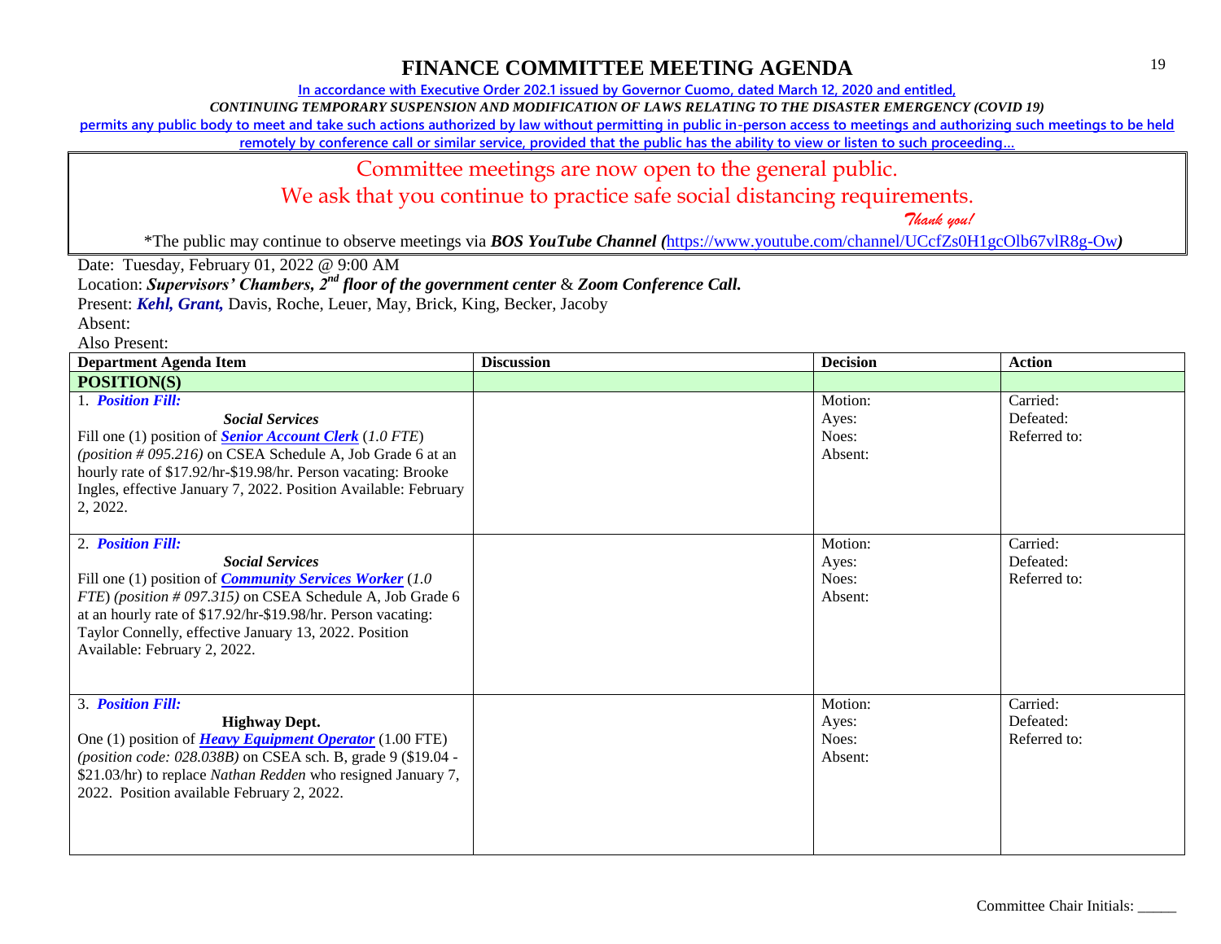# FINANCE COMMITTEE MEETING AGENDA

In accordance with Executive Order 202.1 issued by Governor Cuomo, dated March 12, 2020 and entitled,

*CONTINUING TEMPORARY SUSPENSION AND MODIFICATION OF LAWS RELATING TO THE DISASTER EMERGENCY (COVID 19)*

permits any public body to meet and take such actions authorized by law without permitting in public in-person access to meetings and authorizing such meetings to be held remotely by conference call or similar service, provided that the public has the ability to view or listen to such proceeding…

Committee meetings are now open to the general public.

We ask that you continue to practice safe social distancing requirements.

*Thank you!*

*The public may continue to observe meetings via ***BOS YouTube Channel (***https://www.youtube.com/channel/UCcfZs0H1gcOlb67vlR8g-Ow***)***

Date: Tuesday, February 01, 2022 @ 9:00 AM

Location: ***Supervisors' Chambers, 2nd floor of the government center*** & ***Zoom Conference Call.***

Present: ***Kehl, Grant,*** Davis, Roche, Leuer, May, Brick, King, Becker, Jacoby

Absent:

Also Present:

| Department Agenda Item | Discussion | Decision | Action |
|---|---|---|---|
| **POSITION(S)** | | | |
| 1. ***Position Fill:*** ***Social Services*** Fill one (1) position of ***Senior Account Clerk*** (*1.0 FTE*) *(position # 095.216)* on CSEA Schedule A, Job Grade 6 at an hourly rate of $17.92/hr-$19.98/hr. Person vacating: Brooke Ingles, effective January 7, 2022. Position Available: February 2, 2022. | | Motion: Ayes: Noes: Absent: | Carried: Defeated: Referred to: |
| 2. ***Position Fill:*** ***Social Services*** Fill one (1) position of ***Community Services Worker*** (*1.0 FTE*) *(position # 097.315)* on CSEA Schedule A, Job Grade 6 at an hourly rate of $17.92/hr-$19.98/hr. Person vacating: Taylor Connelly, effective January 13, 2022. Position Available: February 2, 2022. | | Motion: Ayes: Noes: Absent: | Carried: Defeated: Referred to: |
| 3. ***Position Fill:*** **Highway Dept.** One (1) position of ***Heavy Equipment Operator*** (1.00 FTE) *(position code: 028.038B)* on CSEA sch. B, grade 9 ($19.04 - $21.03/hr) to replace *Nathan Redden* who resigned January 7, 2022. Position available February 2, 2022. | | Motion: Ayes: Noes: Absent: | Carried: Defeated: Referred to: |

Committee Chair Initials: _____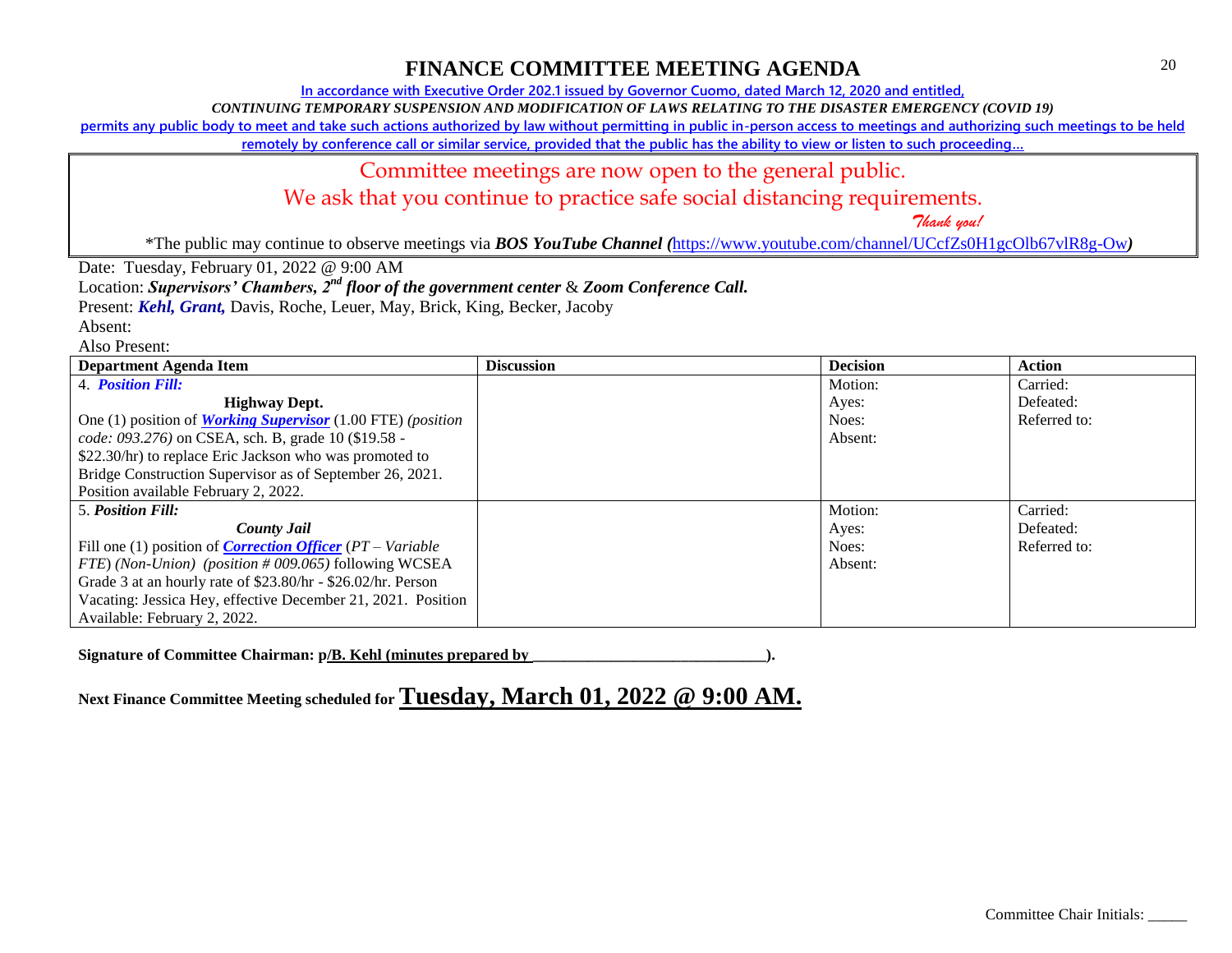# FINANCE COMMITTEE MEETING AGENDA

In accordance with Executive Order 202.1 issued by Governor Cuomo, dated March 12, 2020 and entitled,

*CONTINUING TEMPORARY SUSPENSION AND MODIFICATION OF LAWS RELATING TO THE DISASTER EMERGENCY (COVID 19)*

permits any public body to meet and take such actions authorized by law without permitting in public in-person access to meetings and authorizing such meetings to be held remotely by conference call or similar service, provided that the public has the ability to view or listen to such proceeding…

Committee meetings are now open to the general public.

We ask that you continue to practice safe social distancing requirements.

*Thank you!*

*The public may continue to observe meetings via ***BOS YouTube Channel (***https://www.youtube.com/channel/UCcfZs0H1gcOlb67vlR8g-Ow***)***

Date: Tuesday, February 01, 2022 @ 9:00 AM

Location: ***Supervisors' Chambers, 2nd floor of the government center*** & ***Zoom Conference Call.***

Present: ***Kehl, Grant,*** Davis, Roche, Leuer, May, Brick, King, Becker, Jacoby

Absent:

Also Present:

| Department Agenda Item | Discussion | Decision | Action |
|---|---|---|---|
| 4. ***Position Fill:*** <br> **Highway Dept.** <br> One (1) position of ***Working Supervisor*** (1.00 FTE) *(position code: 093.276)* on CSEA, sch. B, grade 10 ($19.58 - $22.30/hr) to replace Eric Jackson who was promoted to Bridge Construction Supervisor as of September 26, 2021. Position available February 2, 2022. | | Motion: <br> Ayes: <br> Noes: <br> Absent: | Carried: <br> Defeated: <br> Referred to: |
| 5. ***Position Fill:*** <br> ***County Jail*** <br> Fill one (1) position of ***Correction Officer*** (*PT – Variable FTE*) *(Non-Union) (position # 009.065)* following WCSEA Grade 3 at an hourly rate of $23.80/hr - $26.02/hr. Person Vacating: Jessica Hey, effective December 21, 2021. Position Available: February 2, 2022. | | Motion: <br> Ayes: <br> Noes: <br> Absent: | Carried: <br> Defeated: <br> Referred to: |

**Signature of Committee Chairman: p/B. Kehl (minutes prepared by \_\_\_\_\_\_\_\_\_\_\_\_\_\_\_\_\_\_\_\_\_\_\_\_\_\_\_\_\_\_).**

**Next Finance Committee Meeting scheduled for Tuesday, March 01, 2022 @ 9:00 AM.**

Committee Chair Initials: \_\_\_\_\_